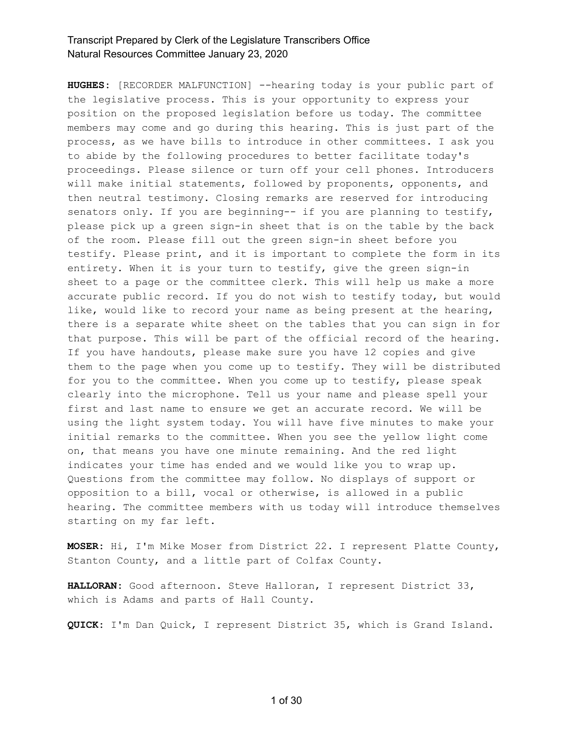**HUGHES:** [RECORDER MALFUNCTION] --hearing today is your public part of the legislative process. This is your opportunity to express your position on the proposed legislation before us today. The committee members may come and go during this hearing. This is just part of the process, as we have bills to introduce in other committees. I ask you to abide by the following procedures to better facilitate today's proceedings. Please silence or turn off your cell phones. Introducers will make initial statements, followed by proponents, opponents, and then neutral testimony. Closing remarks are reserved for introducing senators only. If you are beginning-- if you are planning to testify, please pick up a green sign-in sheet that is on the table by the back of the room. Please fill out the green sign-in sheet before you testify. Please print, and it is important to complete the form in its entirety. When it is your turn to testify, give the green sign-in sheet to a page or the committee clerk. This will help us make a more accurate public record. If you do not wish to testify today, but would like, would like to record your name as being present at the hearing, there is a separate white sheet on the tables that you can sign in for that purpose. This will be part of the official record of the hearing. If you have handouts, please make sure you have 12 copies and give them to the page when you come up to testify. They will be distributed for you to the committee. When you come up to testify, please speak clearly into the microphone. Tell us your name and please spell your first and last name to ensure we get an accurate record. We will be using the light system today. You will have five minutes to make your initial remarks to the committee. When you see the yellow light come on, that means you have one minute remaining. And the red light indicates your time has ended and we would like you to wrap up. Questions from the committee may follow. No displays of support or opposition to a bill, vocal or otherwise, is allowed in a public hearing. The committee members with us today will introduce themselves starting on my far left.

**MOSER:** Hi, I'm Mike Moser from District 22. I represent Platte County, Stanton County, and a little part of Colfax County.

**HALLORAN:** Good afternoon. Steve Halloran, I represent District 33, which is Adams and parts of Hall County.

**QUICK:** I'm Dan Quick, I represent District 35, which is Grand Island.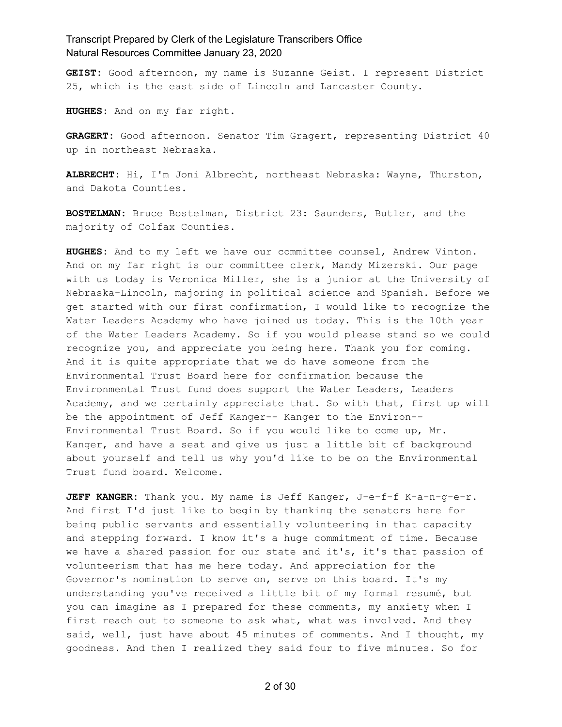**GEIST:** Good afternoon, my name is Suzanne Geist. I represent District 25, which is the east side of Lincoln and Lancaster County.

**HUGHES:** And on my far right.

**GRAGERT:** Good afternoon. Senator Tim Gragert, representing District 40 up in northeast Nebraska.

**ALBRECHT:** Hi, I'm Joni Albrecht, northeast Nebraska: Wayne, Thurston, and Dakota Counties.

**BOSTELMAN:** Bruce Bostelman, District 23: Saunders, Butler, and the majority of Colfax Counties.

**HUGHES:** And to my left we have our committee counsel, Andrew Vinton. And on my far right is our committee clerk, Mandy Mizerski. Our page with us today is Veronica Miller, she is a junior at the University of Nebraska-Lincoln, majoring in political science and Spanish. Before we get started with our first confirmation, I would like to recognize the Water Leaders Academy who have joined us today. This is the 10th year of the Water Leaders Academy. So if you would please stand so we could recognize you, and appreciate you being here. Thank you for coming. And it is quite appropriate that we do have someone from the Environmental Trust Board here for confirmation because the Environmental Trust fund does support the Water Leaders, Leaders Academy, and we certainly appreciate that. So with that, first up will be the appointment of Jeff Kanger-- Kanger to the Environ-- Environmental Trust Board. So if you would like to come up, Mr. Kanger, and have a seat and give us just a little bit of background about yourself and tell us why you'd like to be on the Environmental Trust fund board. Welcome.

**JEFF KANGER:** Thank you. My name is Jeff Kanger, J-e-f-f K-a-n-g-e-r. And first I'd just like to begin by thanking the senators here for being public servants and essentially volunteering in that capacity and stepping forward. I know it's a huge commitment of time. Because we have a shared passion for our state and it's, it's that passion of volunteerism that has me here today. And appreciation for the Governor's nomination to serve on, serve on this board. It's my understanding you've received a little bit of my formal resumé, but you can imagine as I prepared for these comments, my anxiety when I first reach out to someone to ask what, what was involved. And they said, well, just have about 45 minutes of comments. And I thought, my goodness. And then I realized they said four to five minutes. So for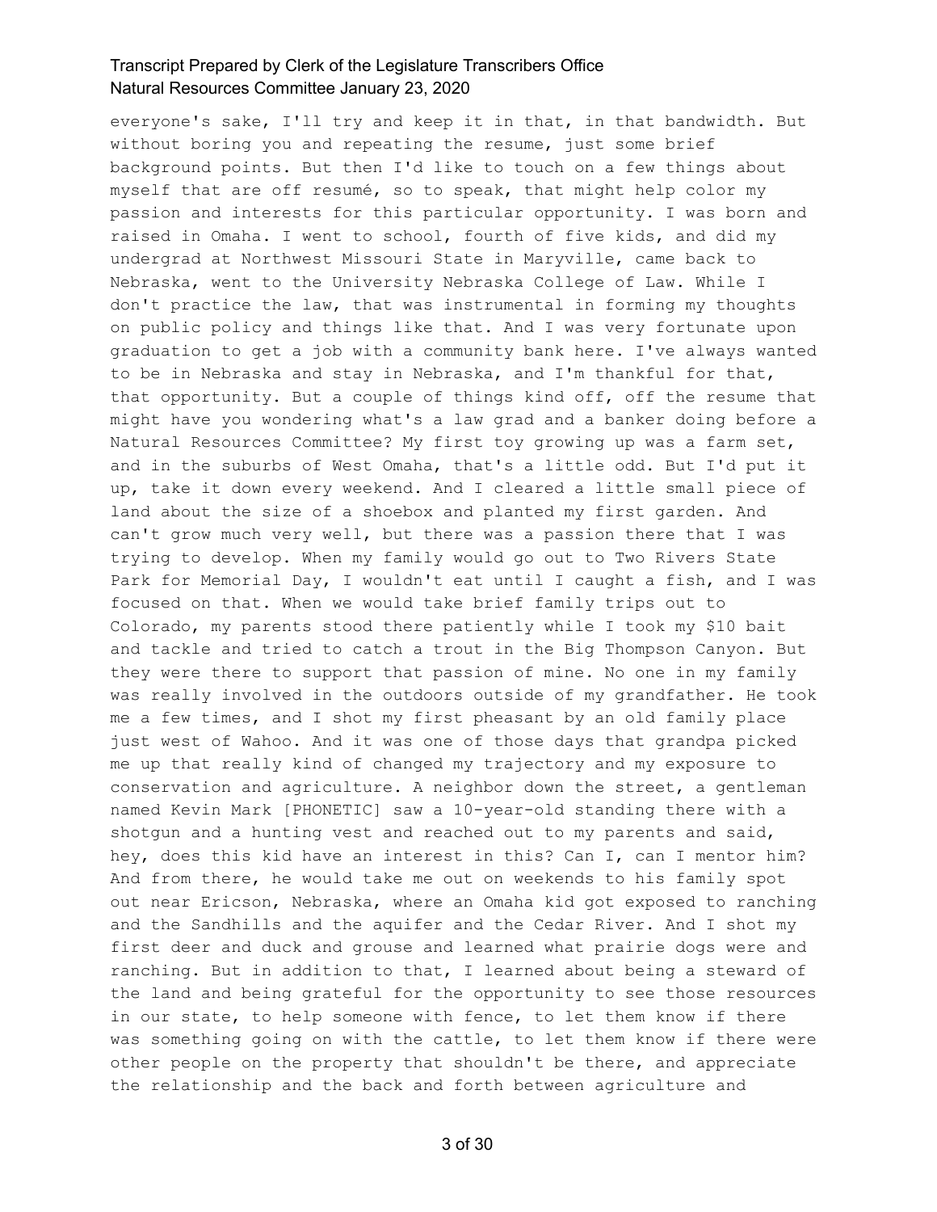everyone's sake, I'll try and keep it in that, in that bandwidth. But without boring you and repeating the resume, just some brief background points. But then I'd like to touch on a few things about myself that are off resumé, so to speak, that might help color my passion and interests for this particular opportunity. I was born and raised in Omaha. I went to school, fourth of five kids, and did my undergrad at Northwest Missouri State in Maryville, came back to Nebraska, went to the University Nebraska College of Law. While I don't practice the law, that was instrumental in forming my thoughts on public policy and things like that. And I was very fortunate upon graduation to get a job with a community bank here. I've always wanted to be in Nebraska and stay in Nebraska, and I'm thankful for that, that opportunity. But a couple of things kind off, off the resume that might have you wondering what's a law grad and a banker doing before a Natural Resources Committee? My first toy growing up was a farm set, and in the suburbs of West Omaha, that's a little odd. But I'd put it up, take it down every weekend. And I cleared a little small piece of land about the size of a shoebox and planted my first garden. And can't grow much very well, but there was a passion there that I was trying to develop. When my family would go out to Two Rivers State Park for Memorial Day, I wouldn't eat until I caught a fish, and I was focused on that. When we would take brief family trips out to Colorado, my parents stood there patiently while I took my $10 bait and tackle and tried to catch a trout in the Big Thompson Canyon. But they were there to support that passion of mine. No one in my family was really involved in the outdoors outside of my grandfather. He took me a few times, and I shot my first pheasant by an old family place just west of Wahoo. And it was one of those days that grandpa picked me up that really kind of changed my trajectory and my exposure to conservation and agriculture. A neighbor down the street, a gentleman named Kevin Mark [PHONETIC] saw a 10-year-old standing there with a shotgun and a hunting vest and reached out to my parents and said, hey, does this kid have an interest in this? Can I, can I mentor him? And from there, he would take me out on weekends to his family spot out near Ericson, Nebraska, where an Omaha kid got exposed to ranching and the Sandhills and the aquifer and the Cedar River. And I shot my first deer and duck and grouse and learned what prairie dogs were and ranching. But in addition to that, I learned about being a steward of the land and being grateful for the opportunity to see those resources in our state, to help someone with fence, to let them know if there was something going on with the cattle, to let them know if there were other people on the property that shouldn't be there, and appreciate the relationship and the back and forth between agriculture and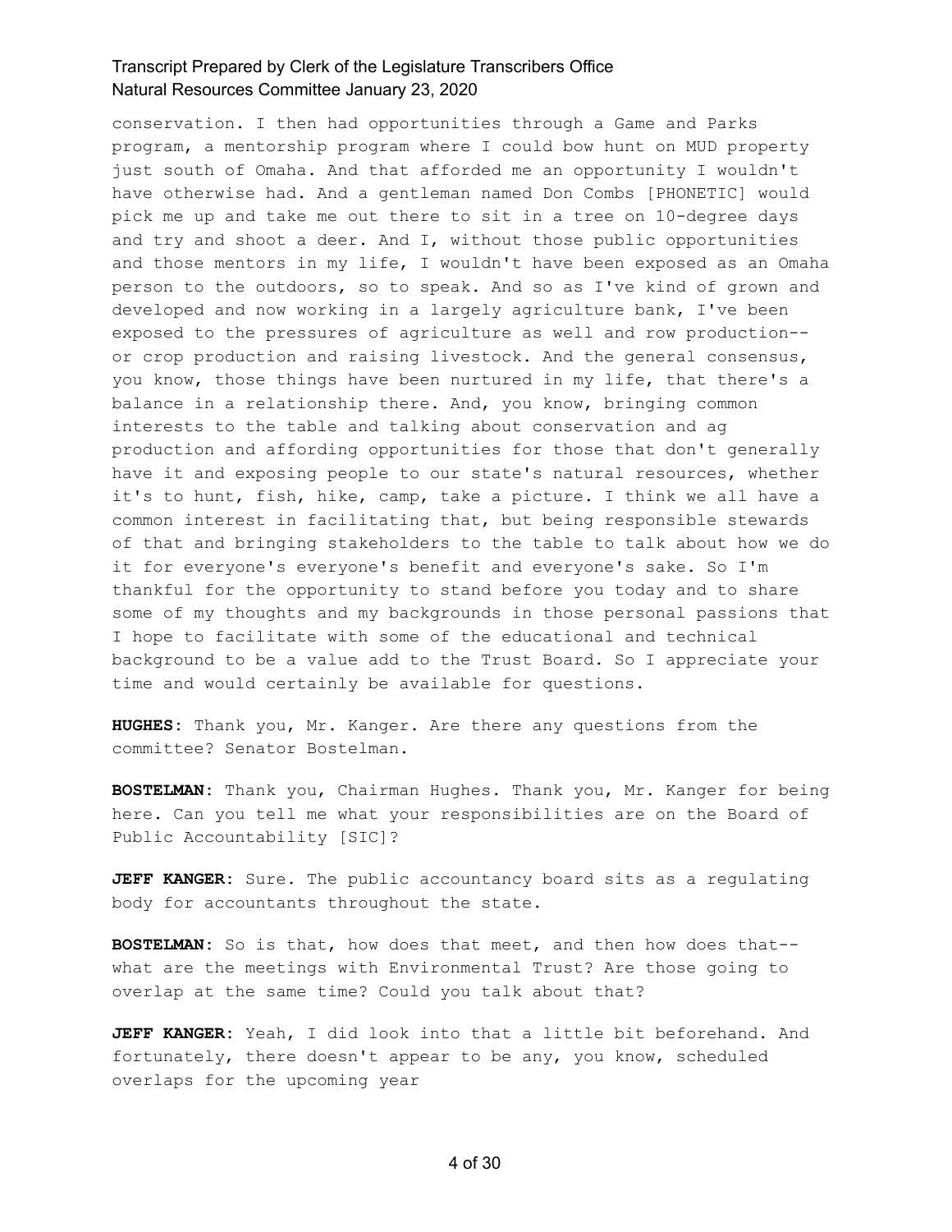conservation. I then had opportunities through a Game and Parks program, a mentorship program where I could bow hunt on MUD property just south of Omaha. And that afforded me an opportunity I wouldn't have otherwise had. And a gentleman named Don Combs [PHONETIC] would pick me up and take me out there to sit in a tree on 10-degree days and try and shoot a deer. And I, without those public opportunities and those mentors in my life, I wouldn't have been exposed as an Omaha person to the outdoors, so to speak. And so as I've kind of grown and developed and now working in a largely agriculture bank, I've been exposed to the pressures of agriculture as well and row production-- or crop production and raising livestock. And the general consensus, you know, those things have been nurtured in my life, that there's a balance in a relationship there. And, you know, bringing common interests to the table and talking about conservation and ag production and affording opportunities for those that don't generally have it and exposing people to our state's natural resources, whether it's to hunt, fish, hike, camp, take a picture. I think we all have a common interest in facilitating that, but being responsible stewards of that and bringing stakeholders to the table to talk about how we do it for everyone's everyone's benefit and everyone's sake. So I'm thankful for the opportunity to stand before you today and to share some of my thoughts and my backgrounds in those personal passions that I hope to facilitate with some of the educational and technical background to be a value add to the Trust Board. So I appreciate your time and would certainly be available for questions.

**HUGHES:** Thank you, Mr. Kanger. Are there any questions from the committee? Senator Bostelman.

**BOSTELMAN:** Thank you, Chairman Hughes. Thank you, Mr. Kanger for being here. Can you tell me what your responsibilities are on the Board of Public Accountability [SIC]?

**JEFF KANGER:** Sure. The public accountancy board sits as a regulating body for accountants throughout the state.

**BOSTELMAN:** So is that, how does that meet, and then how does that-- what are the meetings with Environmental Trust? Are those going to overlap at the same time? Could you talk about that?

**JEFF KANGER:** Yeah, I did look into that a little bit beforehand. And fortunately, there doesn't appear to be any, you know, scheduled overlaps for the upcoming year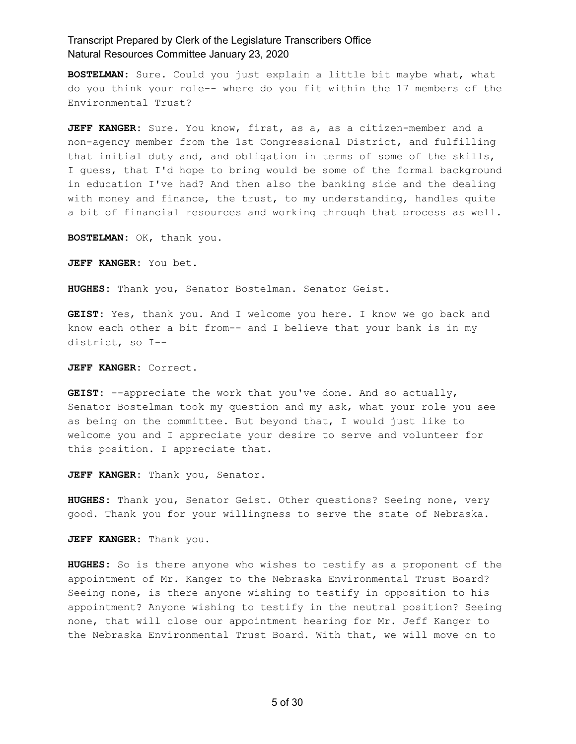**BOSTELMAN:** Sure. Could you just explain a little bit maybe what, what do you think your role-- where do you fit within the 17 members of the Environmental Trust?

**JEFF KANGER:** Sure. You know, first, as a, as a citizen-member and a non-agency member from the 1st Congressional District, and fulfilling that initial duty and, and obligation in terms of some of the skills, I guess, that I'd hope to bring would be some of the formal background in education I've had? And then also the banking side and the dealing with money and finance, the trust, to my understanding, handles quite a bit of financial resources and working through that process as well.

**BOSTELMAN:** OK, thank you.

**JEFF KANGER:** You bet.

**HUGHES:** Thank you, Senator Bostelman. Senator Geist.

**GEIST:** Yes, thank you. And I welcome you here. I know we go back and know each other a bit from-- and I believe that your bank is in my district, so I--

**JEFF KANGER:** Correct.

**GEIST:** --appreciate the work that you've done. And so actually, Senator Bostelman took my question and my ask, what your role you see as being on the committee. But beyond that, I would just like to welcome you and I appreciate your desire to serve and volunteer for this position. I appreciate that.

**JEFF KANGER:** Thank you, Senator.

**HUGHES:** Thank you, Senator Geist. Other questions? Seeing none, very good. Thank you for your willingness to serve the state of Nebraska.

**JEFF KANGER:** Thank you.

**HUGHES:** So is there anyone who wishes to testify as a proponent of the appointment of Mr. Kanger to the Nebraska Environmental Trust Board? Seeing none, is there anyone wishing to testify in opposition to his appointment? Anyone wishing to testify in the neutral position? Seeing none, that will close our appointment hearing for Mr. Jeff Kanger to the Nebraska Environmental Trust Board. With that, we will move on to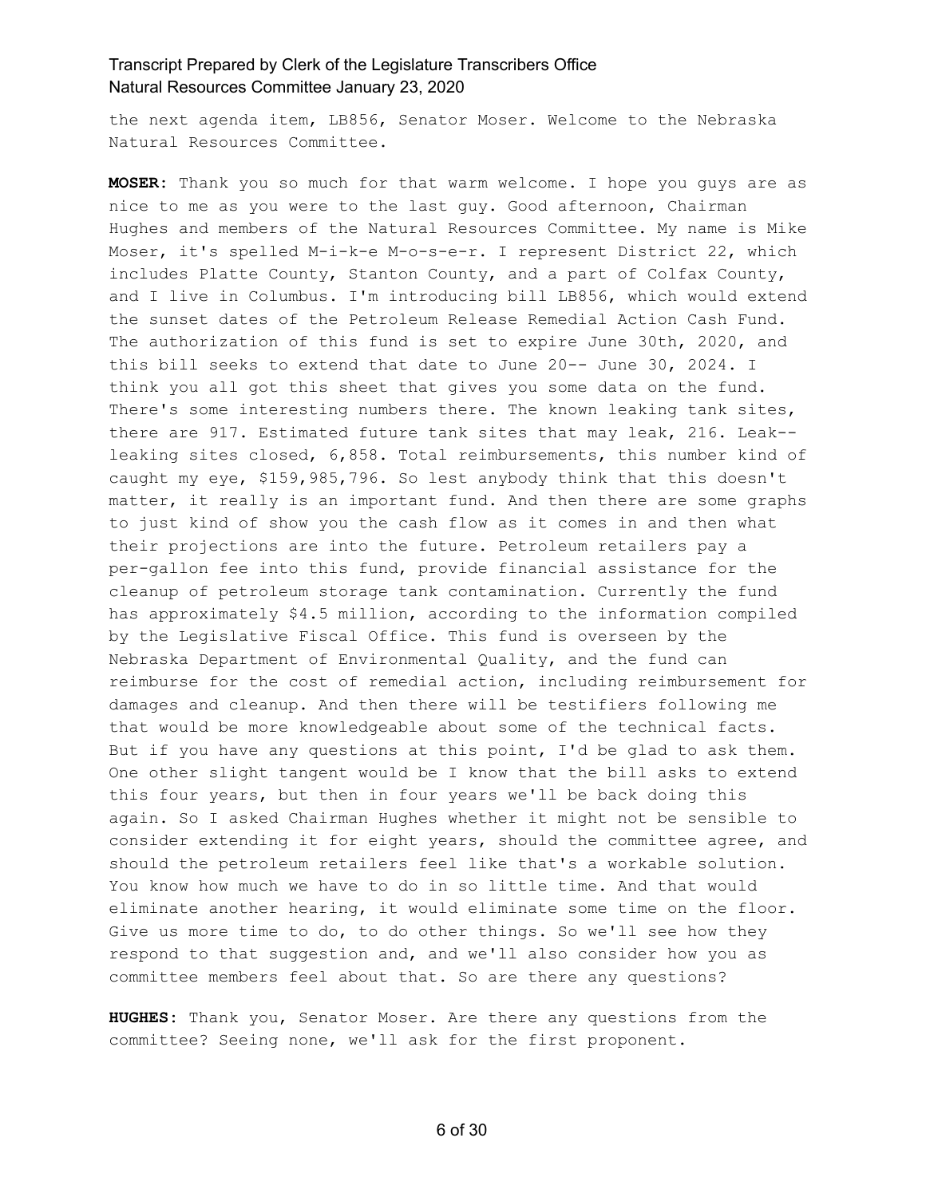the next agenda item, LB856, Senator Moser. Welcome to the Nebraska Natural Resources Committee.

**MOSER**: Thank you so much for that warm welcome. I hope you guys are as nice to me as you were to the last guy. Good afternoon, Chairman Hughes and members of the Natural Resources Committee. My name is Mike Moser, it's spelled M-i-k-e M-o-s-e-r. I represent District 22, which includes Platte County, Stanton County, and a part of Colfax County, and I live in Columbus. I'm introducing bill LB856, which would extend the sunset dates of the Petroleum Release Remedial Action Cash Fund. The authorization of this fund is set to expire June 30th, 2020, and this bill seeks to extend that date to June 20-- June 30, 2024. I think you all got this sheet that gives you some data on the fund. There's some interesting numbers there. The known leaking tank sites, there are 917. Estimated future tank sites that may leak, 216. Leak-- leaking sites closed, 6,858. Total reimbursements, this number kind of caught my eye, $159,985,796. So lest anybody think that this doesn't matter, it really is an important fund. And then there are some graphs to just kind of show you the cash flow as it comes in and then what their projections are into the future. Petroleum retailers pay a per-gallon fee into this fund, provide financial assistance for the cleanup of petroleum storage tank contamination. Currently the fund has approximately $4.5 million, according to the information compiled by the Legislative Fiscal Office. This fund is overseen by the Nebraska Department of Environmental Quality, and the fund can reimburse for the cost of remedial action, including reimbursement for damages and cleanup. And then there will be testifiers following me that would be more knowledgeable about some of the technical facts. But if you have any questions at this point, I'd be glad to ask them. One other slight tangent would be I know that the bill asks to extend this four years, but then in four years we'll be back doing this again. So I asked Chairman Hughes whether it might not be sensible to consider extending it for eight years, should the committee agree, and should the petroleum retailers feel like that's a workable solution. You know how much we have to do in so little time. And that would eliminate another hearing, it would eliminate some time on the floor. Give us more time to do, to do other things. So we'll see how they respond to that suggestion and, and we'll also consider how you as committee members feel about that. So are there any questions?

**HUGHES**: Thank you, Senator Moser. Are there any questions from the committee? Seeing none, we'll ask for the first proponent.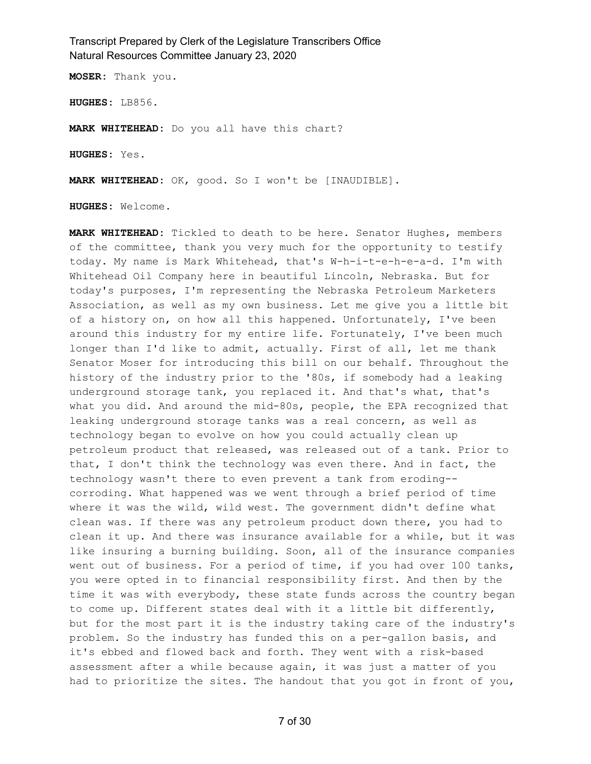**MOSER:** Thank you.

**HUGHES:** LB856.

**MARK WHITEHEAD:** Do you all have this chart?

**HUGHES:** Yes.

**MARK WHITEHEAD:** OK, good. So I won't be [INAUDIBLE].

**HUGHES:** Welcome.

**MARK WHITEHEAD:** Tickled to death to be here. Senator Hughes, members of the committee, thank you very much for the opportunity to testify today. My name is Mark Whitehead, that's W-h-i-t-e-h-e-a-d. I'm with Whitehead Oil Company here in beautiful Lincoln, Nebraska. But for today's purposes, I'm representing the Nebraska Petroleum Marketers Association, as well as my own business. Let me give you a little bit of a history on, on how all this happened. Unfortunately, I've been around this industry for my entire life. Fortunately, I've been much longer than I'd like to admit, actually. First of all, let me thank Senator Moser for introducing this bill on our behalf. Throughout the history of the industry prior to the '80s, if somebody had a leaking underground storage tank, you replaced it. And that's what, that's what you did. And around the mid-80s, people, the EPA recognized that leaking underground storage tanks was a real concern, as well as technology began to evolve on how you could actually clean up petroleum product that released, was released out of a tank. Prior to that, I don't think the technology was even there. And in fact, the technology wasn't there to even prevent a tank from eroding-- corroding. What happened was we went through a brief period of time where it was the wild, wild west. The government didn't define what clean was. If there was any petroleum product down there, you had to clean it up. And there was insurance available for a while, but it was like insuring a burning building. Soon, all of the insurance companies went out of business. For a period of time, if you had over 100 tanks, you were opted in to financial responsibility first. And then by the time it was with everybody, these state funds across the country began to come up. Different states deal with it a little bit differently, but for the most part it is the industry taking care of the industry's problem. So the industry has funded this on a per-gallon basis, and it's ebbed and flowed back and forth. They went with a risk-based assessment after a while because again, it was just a matter of you had to prioritize the sites. The handout that you got in front of you,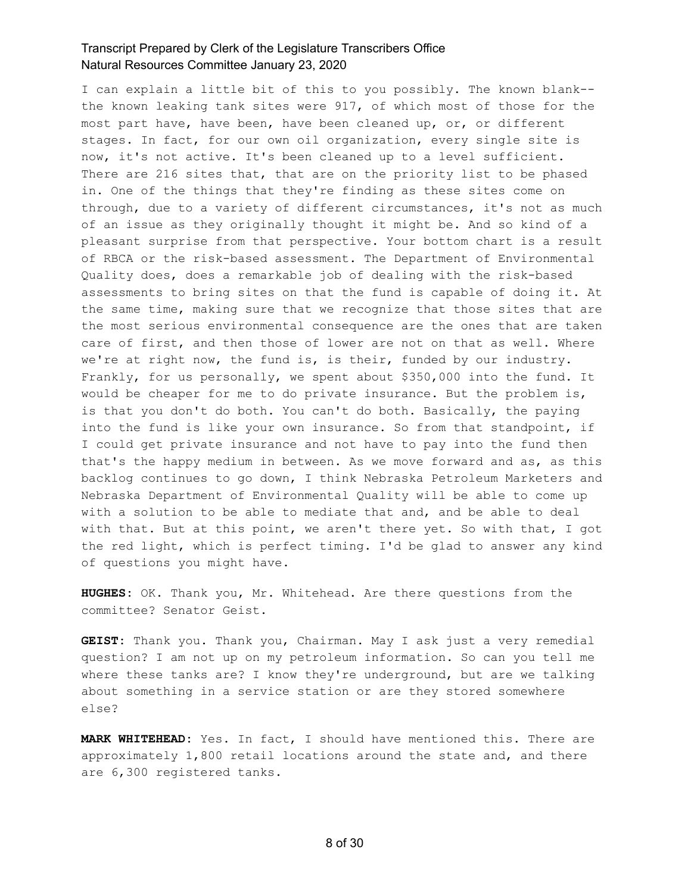I can explain a little bit of this to you possibly. The known blank-- the known leaking tank sites were 917, of which most of those for the most part have, have been, have been cleaned up, or, or different stages. In fact, for our own oil organization, every single site is now, it's not active. It's been cleaned up to a level sufficient. There are 216 sites that, that are on the priority list to be phased in. One of the things that they're finding as these sites come on through, due to a variety of different circumstances, it's not as much of an issue as they originally thought it might be. And so kind of a pleasant surprise from that perspective. Your bottom chart is a result of RBCA or the risk-based assessment. The Department of Environmental Quality does, does a remarkable job of dealing with the risk-based assessments to bring sites on that the fund is capable of doing it. At the same time, making sure that we recognize that those sites that are the most serious environmental consequence are the ones that are taken care of first, and then those of lower are not on that as well. Where we're at right now, the fund is, is their, funded by our industry. Frankly, for us personally, we spent about $350,000 into the fund. It would be cheaper for me to do private insurance. But the problem is, is that you don't do both. You can't do both. Basically, the paying into the fund is like your own insurance. So from that standpoint, if I could get private insurance and not have to pay into the fund then that's the happy medium in between. As we move forward and as, as this backlog continues to go down, I think Nebraska Petroleum Marketers and Nebraska Department of Environmental Quality will be able to come up with a solution to be able to mediate that and, and be able to deal with that. But at this point, we aren't there yet. So with that, I got the red light, which is perfect timing. I'd be glad to answer any kind of questions you might have.

**HUGHES:** OK. Thank you, Mr. Whitehead. Are there questions from the committee? Senator Geist.

**GEIST:** Thank you. Thank you, Chairman. May I ask just a very remedial question? I am not up on my petroleum information. So can you tell me where these tanks are? I know they're underground, but are we talking about something in a service station or are they stored somewhere else?

**MARK WHITEHEAD:** Yes. In fact, I should have mentioned this. There are approximately 1,800 retail locations around the state and, and there are 6,300 registered tanks.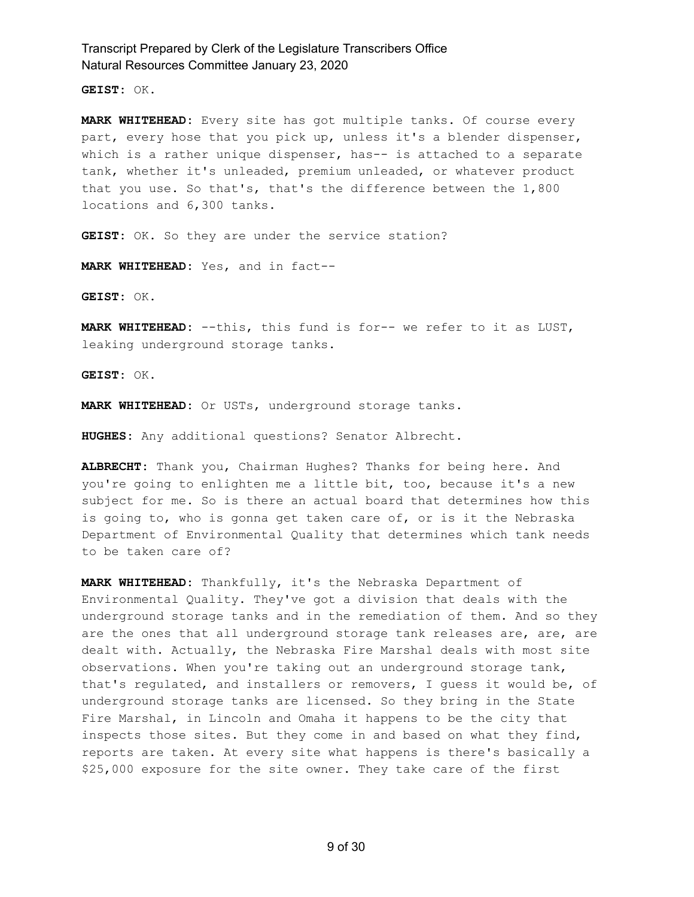**GEIST:** OK.

**MARK WHITEHEAD:** Every site has got multiple tanks. Of course every part, every hose that you pick up, unless it's a blender dispenser, which is a rather unique dispenser, has-- is attached to a separate tank, whether it's unleaded, premium unleaded, or whatever product that you use. So that's, that's the difference between the 1,800 locations and 6,300 tanks.

**GEIST:** OK. So they are under the service station?

**MARK WHITEHEAD:** Yes, and in fact--

**GEIST:** OK.

**MARK WHITEHEAD:** --this, this fund is for-- we refer to it as LUST, leaking underground storage tanks.

**GEIST:** OK.

**MARK WHITEHEAD:** Or USTs, underground storage tanks.

**HUGHES:** Any additional questions? Senator Albrecht.

**ALBRECHT:** Thank you, Chairman Hughes? Thanks for being here. And you're going to enlighten me a little bit, too, because it's a new subject for me. So is there an actual board that determines how this is going to, who is gonna get taken care of, or is it the Nebraska Department of Environmental Quality that determines which tank needs to be taken care of?

**MARK WHITEHEAD:** Thankfully, it's the Nebraska Department of Environmental Quality. They've got a division that deals with the underground storage tanks and in the remediation of them. And so they are the ones that all underground storage tank releases are, are, are dealt with. Actually, the Nebraska Fire Marshal deals with most site observations. When you're taking out an underground storage tank, that's regulated, and installers or removers, I guess it would be, of underground storage tanks are licensed. So they bring in the State Fire Marshal, in Lincoln and Omaha it happens to be the city that inspects those sites. But they come in and based on what they find, reports are taken. At every site what happens is there's basically a $25,000 exposure for the site owner. They take care of the first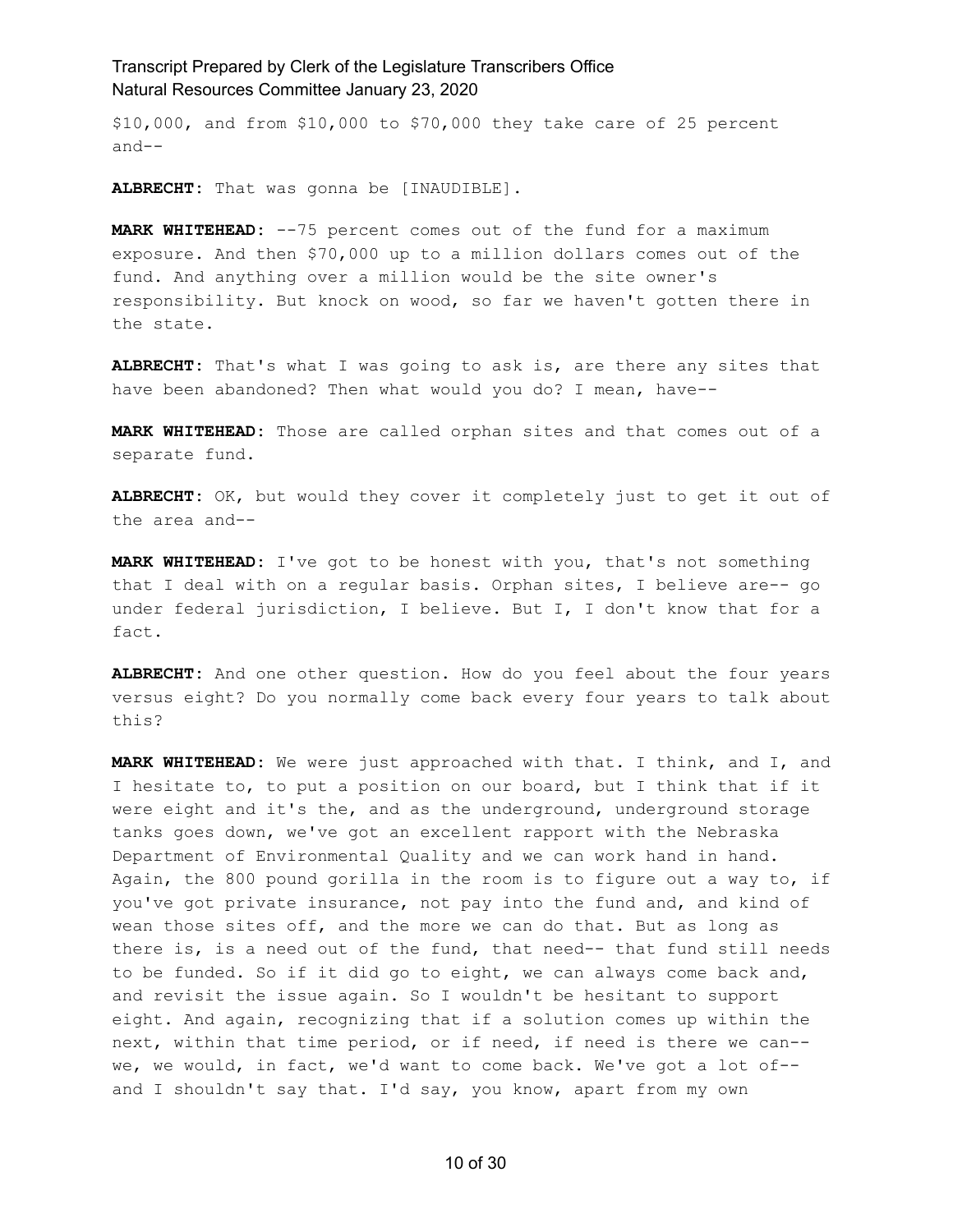$10,000, and from $10,000 to $70,000 they take care of 25 percent and--

**ALBRECHT:** That was gonna be [INAUDIBLE].

**MARK WHITEHEAD:** --75 percent comes out of the fund for a maximum exposure. And then $70,000 up to a million dollars comes out of the fund. And anything over a million would be the site owner's responsibility. But knock on wood, so far we haven't gotten there in the state.

**ALBRECHT:** That's what I was going to ask is, are there any sites that have been abandoned? Then what would you do? I mean, have--

**MARK WHITEHEAD:** Those are called orphan sites and that comes out of a separate fund.

**ALBRECHT:** OK, but would they cover it completely just to get it out of the area and--

**MARK WHITEHEAD:** I've got to be honest with you, that's not something that I deal with on a regular basis. Orphan sites, I believe are-- go under federal jurisdiction, I believe. But I, I don't know that for a fact.

**ALBRECHT:** And one other question. How do you feel about the four years versus eight? Do you normally come back every four years to talk about this?

**MARK WHITEHEAD:** We were just approached with that. I think, and I, and I hesitate to, to put a position on our board, but I think that if it were eight and it's the, and as the underground, underground storage tanks goes down, we've got an excellent rapport with the Nebraska Department of Environmental Quality and we can work hand in hand. Again, the 800 pound gorilla in the room is to figure out a way to, if you've got private insurance, not pay into the fund and, and kind of wean those sites off, and the more we can do that. But as long as there is, is a need out of the fund, that need-- that fund still needs to be funded. So if it did go to eight, we can always come back and, and revisit the issue again. So I wouldn't be hesitant to support eight. And again, recognizing that if a solution comes up within the next, within that time period, or if need, if need is there we can-- we, we would, in fact, we'd want to come back. We've got a lot of-- and I shouldn't say that. I'd say, you know, apart from my own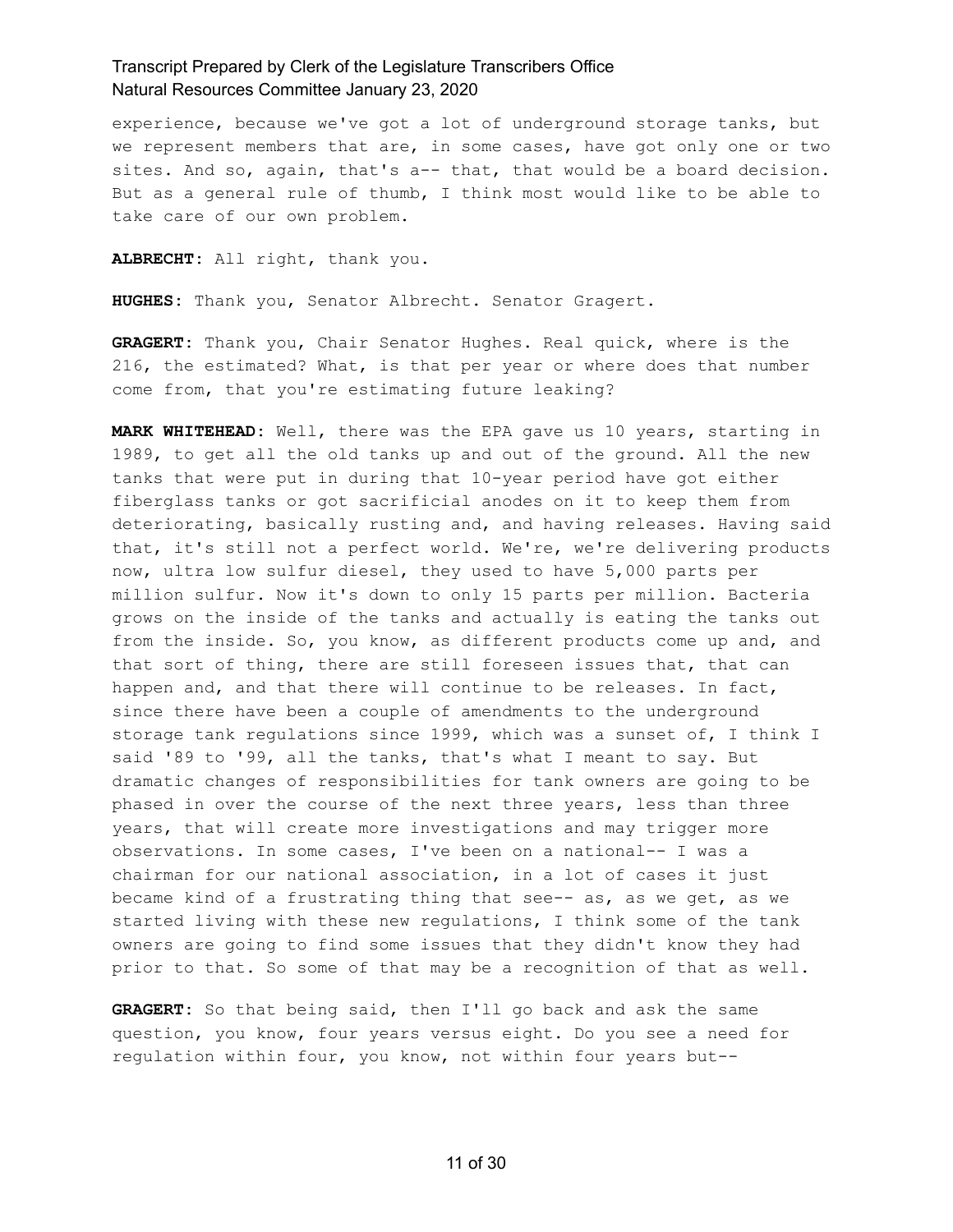experience, because we've got a lot of underground storage tanks, but we represent members that are, in some cases, have got only one or two sites. And so, again, that's a-- that, that would be a board decision. But as a general rule of thumb, I think most would like to be able to take care of our own problem.

**ALBRECHT:** All right, thank you.

**HUGHES:** Thank you, Senator Albrecht. Senator Gragert.

**GRAGERT:** Thank you, Chair Senator Hughes. Real quick, where is the 216, the estimated? What, is that per year or where does that number come from, that you're estimating future leaking?

**MARK WHITEHEAD:** Well, there was the EPA gave us 10 years, starting in 1989, to get all the old tanks up and out of the ground. All the new tanks that were put in during that 10-year period have got either fiberglass tanks or got sacrificial anodes on it to keep them from deteriorating, basically rusting and, and having releases. Having said that, it's still not a perfect world. We're, we're delivering products now, ultra low sulfur diesel, they used to have 5,000 parts per million sulfur. Now it's down to only 15 parts per million. Bacteria grows on the inside of the tanks and actually is eating the tanks out from the inside. So, you know, as different products come up and, and that sort of thing, there are still foreseen issues that, that can happen and, and that there will continue to be releases. In fact, since there have been a couple of amendments to the underground storage tank regulations since 1999, which was a sunset of, I think I said '89 to '99, all the tanks, that's what I meant to say. But dramatic changes of responsibilities for tank owners are going to be phased in over the course of the next three years, less than three years, that will create more investigations and may trigger more observations. In some cases, I've been on a national-- I was a chairman for our national association, in a lot of cases it just became kind of a frustrating thing that see-- as, as we get, as we started living with these new regulations, I think some of the tank owners are going to find some issues that they didn't know they had prior to that. So some of that may be a recognition of that as well.

**GRAGERT:** So that being said, then I'll go back and ask the same question, you know, four years versus eight. Do you see a need for regulation within four, you know, not within four years but--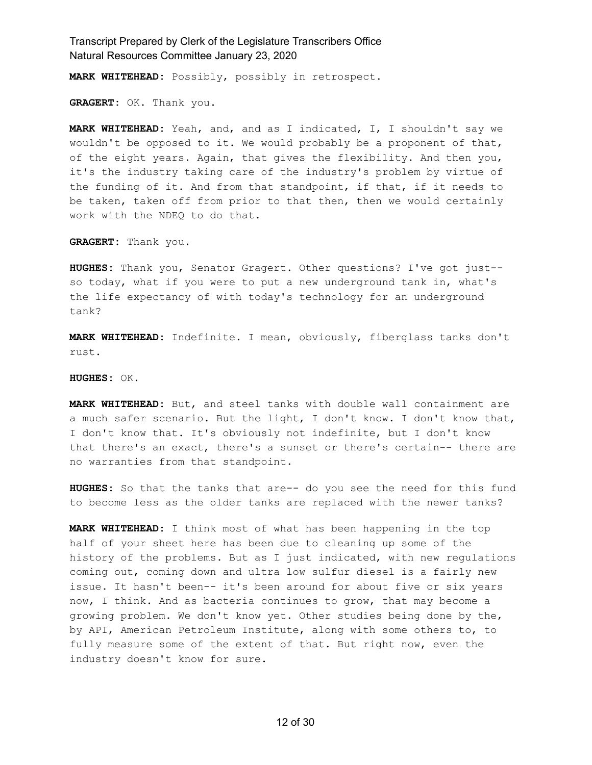**MARK WHITEHEAD:** Possibly, possibly in retrospect.

**GRAGERT:** OK. Thank you.

**MARK WHITEHEAD:** Yeah, and, and as I indicated, I, I shouldn't say we wouldn't be opposed to it. We would probably be a proponent of that, of the eight years. Again, that gives the flexibility. And then you, it's the industry taking care of the industry's problem by virtue of the funding of it. And from that standpoint, if that, if it needs to be taken, taken off from prior to that then, then we would certainly work with the NDEQ to do that.

**GRAGERT:** Thank you.

**HUGHES:** Thank you, Senator Gragert. Other questions? I've got just-- so today, what if you were to put a new underground tank in, what's the life expectancy of with today's technology for an underground tank?

**MARK WHITEHEAD:** Indefinite. I mean, obviously, fiberglass tanks don't rust.

**HUGHES:** OK.

**MARK WHITEHEAD:** But, and steel tanks with double wall containment are a much safer scenario. But the light, I don't know. I don't know that, I don't know that. It's obviously not indefinite, but I don't know that there's an exact, there's a sunset or there's certain-- there are no warranties from that standpoint.

**HUGHES:** So that the tanks that are-- do you see the need for this fund to become less as the older tanks are replaced with the newer tanks?

**MARK WHITEHEAD:** I think most of what has been happening in the top half of your sheet here has been due to cleaning up some of the history of the problems. But as I just indicated, with new regulations coming out, coming down and ultra low sulfur diesel is a fairly new issue. It hasn't been-- it's been around for about five or six years now, I think. And as bacteria continues to grow, that may become a growing problem. We don't know yet. Other studies being done by the, by API, American Petroleum Institute, along with some others to, to fully measure some of the extent of that. But right now, even the industry doesn't know for sure.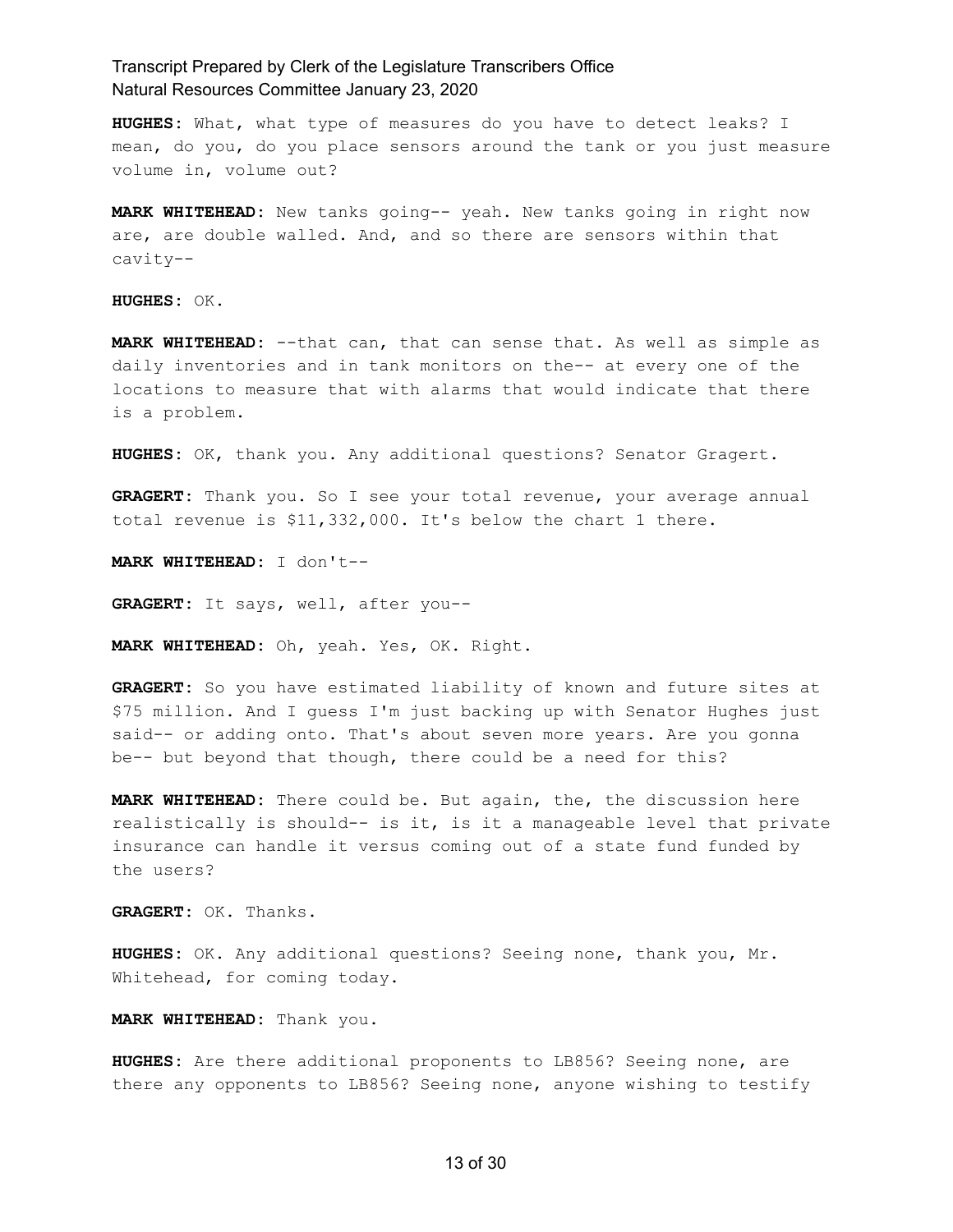**HUGHES:** What, what type of measures do you have to detect leaks? I mean, do you, do you place sensors around the tank or you just measure volume in, volume out?

**MARK WHITEHEAD:** New tanks going-- yeah. New tanks going in right now are, are double walled. And, and so there are sensors within that cavity--

**HUGHES:** OK.

**MARK WHITEHEAD:** --that can, that can sense that. As well as simple as daily inventories and in tank monitors on the-- at every one of the locations to measure that with alarms that would indicate that there is a problem.

**HUGHES:** OK, thank you. Any additional questions? Senator Gragert.

**GRAGERT:** Thank you. So I see your total revenue, your average annual total revenue is $11,332,000. It's below the chart 1 there.

**MARK WHITEHEAD:** I don't--

**GRAGERT:** It says, well, after you--

**MARK WHITEHEAD:** Oh, yeah. Yes, OK. Right.

**GRAGERT:** So you have estimated liability of known and future sites at $75 million. And I guess I'm just backing up with Senator Hughes just said-- or adding onto. That's about seven more years. Are you gonna be-- but beyond that though, there could be a need for this?

**MARK WHITEHEAD:** There could be. But again, the, the discussion here realistically is should-- is it, is it a manageable level that private insurance can handle it versus coming out of a state fund funded by the users?

**GRAGERT:** OK. Thanks.

**HUGHES:** OK. Any additional questions? Seeing none, thank you, Mr. Whitehead, for coming today.

**MARK WHITEHEAD:** Thank you.

**HUGHES:** Are there additional proponents to LB856? Seeing none, are there any opponents to LB856? Seeing none, anyone wishing to testify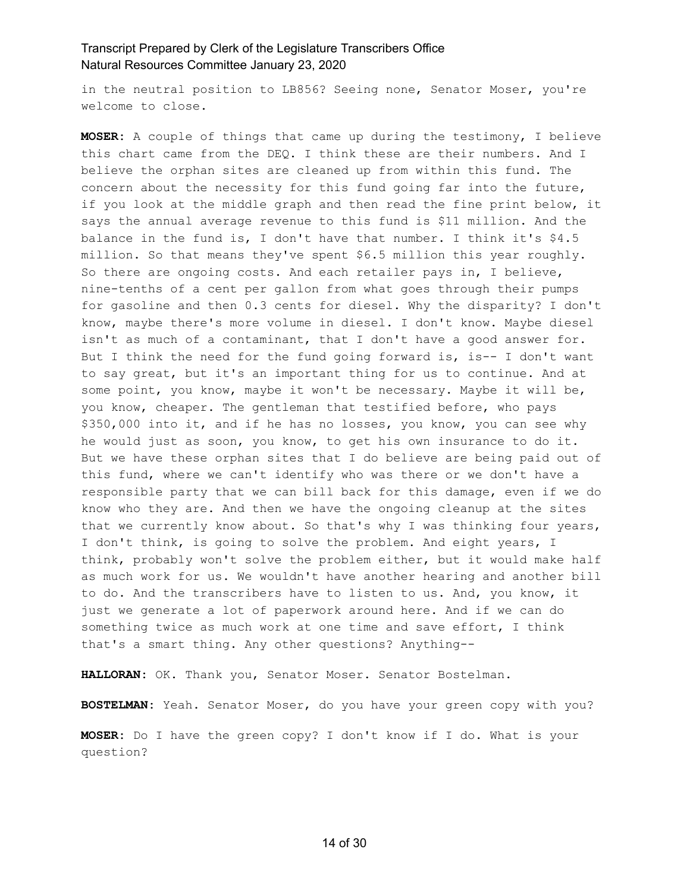in the neutral position to LB856? Seeing none, Senator Moser, you're welcome to close.

**MOSER:** A couple of things that came up during the testimony, I believe this chart came from the DEQ. I think these are their numbers. And I believe the orphan sites are cleaned up from within this fund. The concern about the necessity for this fund going far into the future, if you look at the middle graph and then read the fine print below, it says the annual average revenue to this fund is $11 million. And the balance in the fund is, I don't have that number. I think it's $4.5 million. So that means they've spent $6.5 million this year roughly. So there are ongoing costs. And each retailer pays in, I believe, nine-tenths of a cent per gallon from what goes through their pumps for gasoline and then 0.3 cents for diesel. Why the disparity? I don't know, maybe there's more volume in diesel. I don't know. Maybe diesel isn't as much of a contaminant, that I don't have a good answer for. But I think the need for the fund going forward is, is-- I don't want to say great, but it's an important thing for us to continue. And at some point, you know, maybe it won't be necessary. Maybe it will be, you know, cheaper. The gentleman that testified before, who pays $350,000 into it, and if he has no losses, you know, you can see why he would just as soon, you know, to get his own insurance to do it. But we have these orphan sites that I do believe are being paid out of this fund, where we can't identify who was there or we don't have a responsible party that we can bill back for this damage, even if we do know who they are. And then we have the ongoing cleanup at the sites that we currently know about. So that's why I was thinking four years, I don't think, is going to solve the problem. And eight years, I think, probably won't solve the problem either, but it would make half as much work for us. We wouldn't have another hearing and another bill to do. And the transcribers have to listen to us. And, you know, it just we generate a lot of paperwork around here. And if we can do something twice as much work at one time and save effort, I think that's a smart thing. Any other questions? Anything--

**HALLORAN:** OK. Thank you, Senator Moser. Senator Bostelman.

**BOSTELMAN:** Yeah. Senator Moser, do you have your green copy with you?

**MOSER:** Do I have the green copy? I don't know if I do. What is your question?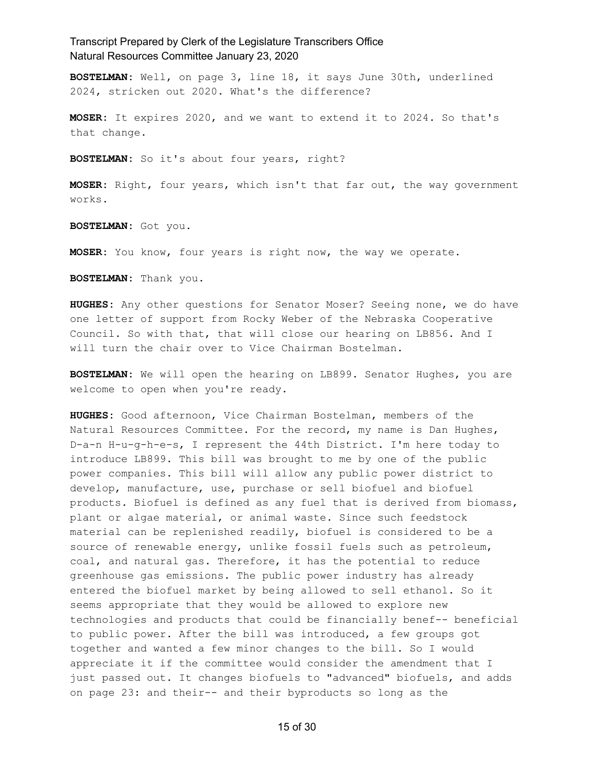**BOSTELMAN:** Well, on page 3, line 18, it says June 30th, underlined 2024, stricken out 2020. What's the difference?

**MOSER:** It expires 2020, and we want to extend it to 2024. So that's that change.

**BOSTELMAN:** So it's about four years, right?

**MOSER:** Right, four years, which isn't that far out, the way government works.

**BOSTELMAN:** Got you.

**MOSER:** You know, four years is right now, the way we operate.

**BOSTELMAN:** Thank you.

**HUGHES:** Any other questions for Senator Moser? Seeing none, we do have one letter of support from Rocky Weber of the Nebraska Cooperative Council. So with that, that will close our hearing on LB856. And I will turn the chair over to Vice Chairman Bostelman.

**BOSTELMAN:** We will open the hearing on LB899. Senator Hughes, you are welcome to open when you're ready.

**HUGHES:** Good afternoon, Vice Chairman Bostelman, members of the Natural Resources Committee. For the record, my name is Dan Hughes, D-a-n H-u-g-h-e-s, I represent the 44th District. I'm here today to introduce LB899. This bill was brought to me by one of the public power companies. This bill will allow any public power district to develop, manufacture, use, purchase or sell biofuel and biofuel products. Biofuel is defined as any fuel that is derived from biomass, plant or algae material, or animal waste. Since such feedstock material can be replenished readily, biofuel is considered to be a source of renewable energy, unlike fossil fuels such as petroleum, coal, and natural gas. Therefore, it has the potential to reduce greenhouse gas emissions. The public power industry has already entered the biofuel market by being allowed to sell ethanol. So it seems appropriate that they would be allowed to explore new technologies and products that could be financially benef-- beneficial to public power. After the bill was introduced, a few groups got together and wanted a few minor changes to the bill. So I would appreciate it if the committee would consider the amendment that I just passed out. It changes biofuels to "advanced" biofuels, and adds on page 23: and their-- and their byproducts so long as the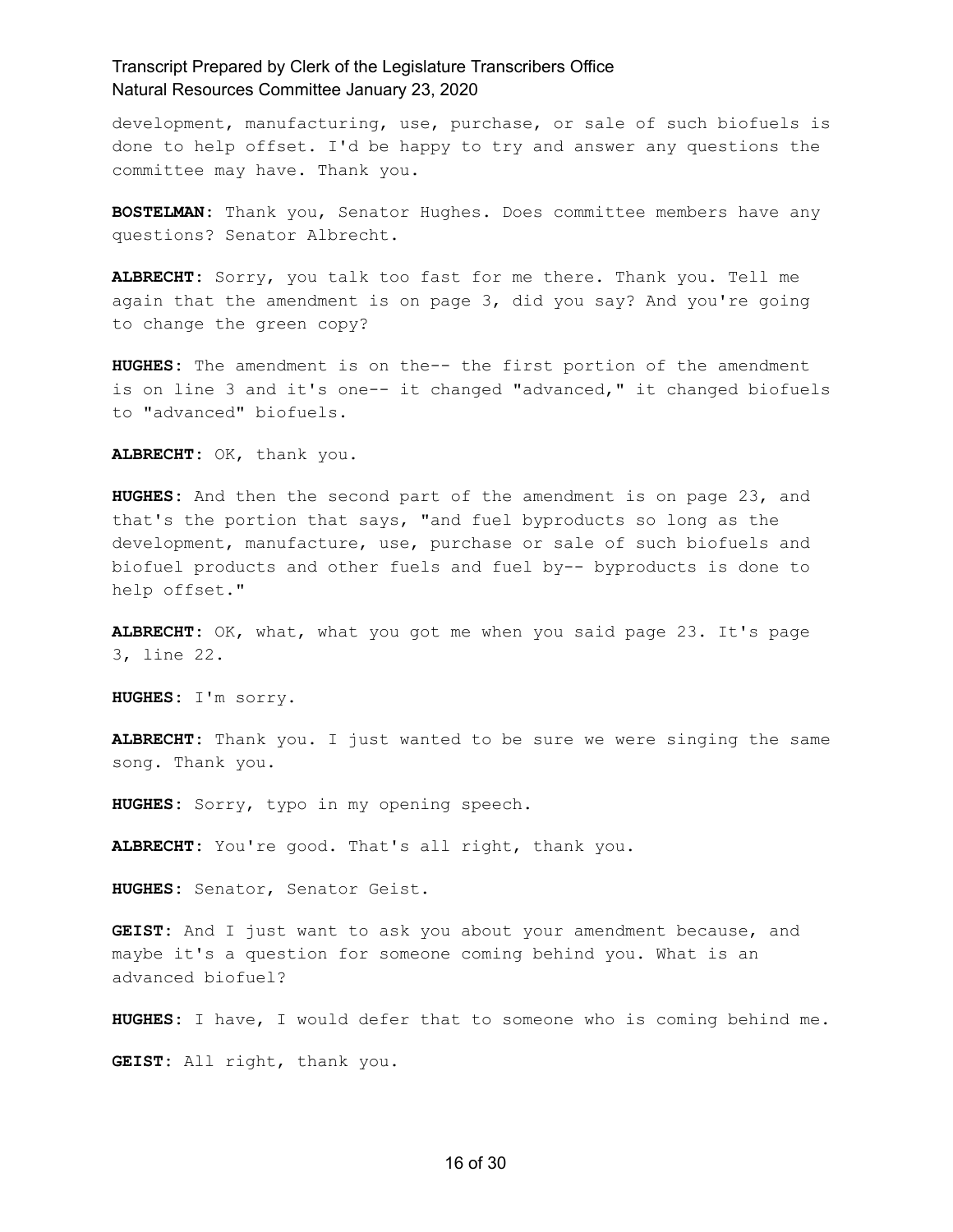development, manufacturing, use, purchase, or sale of such biofuels is done to help offset. I'd be happy to try and answer any questions the committee may have. Thank you.

**BOSTELMAN:** Thank you, Senator Hughes. Does committee members have any questions? Senator Albrecht.

**ALBRECHT:** Sorry, you talk too fast for me there. Thank you. Tell me again that the amendment is on page 3, did you say? And you're going to change the green copy?

**HUGHES:** The amendment is on the-- the first portion of the amendment is on line 3 and it's one-- it changed "advanced," it changed biofuels to "advanced" biofuels.

**ALBRECHT:** OK, thank you.

**HUGHES:** And then the second part of the amendment is on page 23, and that's the portion that says, "and fuel byproducts so long as the development, manufacture, use, purchase or sale of such biofuels and biofuel products and other fuels and fuel by-- byproducts is done to help offset."

**ALBRECHT:** OK, what, what you got me when you said page 23. It's page 3, line 22.

**HUGHES:** I'm sorry.

**ALBRECHT:** Thank you. I just wanted to be sure we were singing the same song. Thank you.

**HUGHES:** Sorry, typo in my opening speech.

**ALBRECHT:** You're good. That's all right, thank you.

**HUGHES:** Senator, Senator Geist.

**GEIST:** And I just want to ask you about your amendment because, and maybe it's a question for someone coming behind you. What is an advanced biofuel?

**HUGHES:** I have, I would defer that to someone who is coming behind me.

**GEIST:** All right, thank you.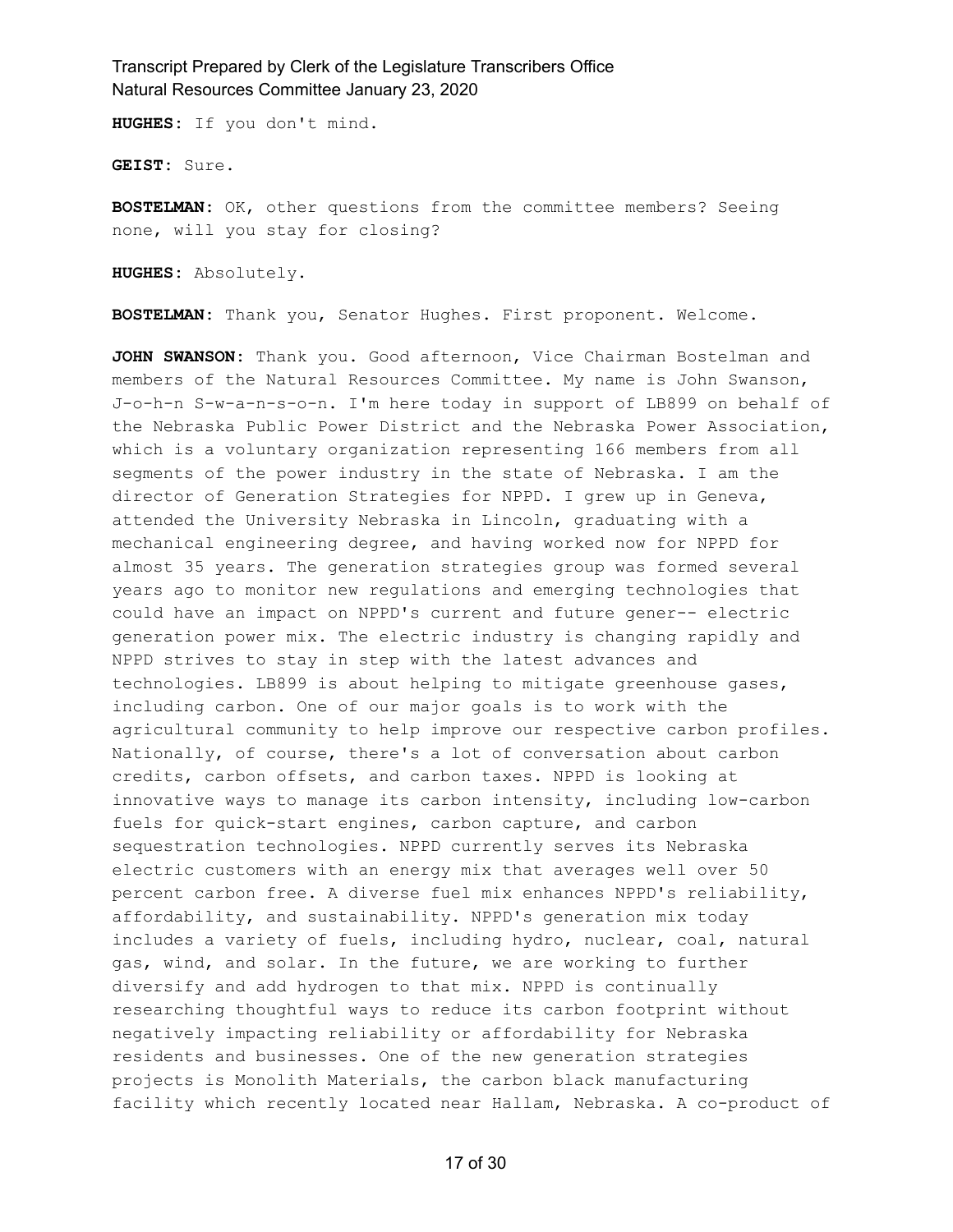**HUGHES:** If you don't mind.

**GEIST:** Sure.

**BOSTELMAN:** OK, other questions from the committee members? Seeing none, will you stay for closing?

**HUGHES:** Absolutely.

**BOSTELMAN:** Thank you, Senator Hughes. First proponent. Welcome.

**JOHN SWANSON:** Thank you. Good afternoon, Vice Chairman Bostelman and members of the Natural Resources Committee. My name is John Swanson, J-o-h-n S-w-a-n-s-o-n. I'm here today in support of LB899 on behalf of the Nebraska Public Power District and the Nebraska Power Association, which is a voluntary organization representing 166 members from all segments of the power industry in the state of Nebraska. I am the director of Generation Strategies for NPPD. I grew up in Geneva, attended the University Nebraska in Lincoln, graduating with a mechanical engineering degree, and having worked now for NPPD for almost 35 years. The generation strategies group was formed several years ago to monitor new regulations and emerging technologies that could have an impact on NPPD's current and future gener-- electric generation power mix. The electric industry is changing rapidly and NPPD strives to stay in step with the latest advances and technologies. LB899 is about helping to mitigate greenhouse gases, including carbon. One of our major goals is to work with the agricultural community to help improve our respective carbon profiles. Nationally, of course, there's a lot of conversation about carbon credits, carbon offsets, and carbon taxes. NPPD is looking at innovative ways to manage its carbon intensity, including low-carbon fuels for quick-start engines, carbon capture, and carbon sequestration technologies. NPPD currently serves its Nebraska electric customers with an energy mix that averages well over 50 percent carbon free. A diverse fuel mix enhances NPPD's reliability, affordability, and sustainability. NPPD's generation mix today includes a variety of fuels, including hydro, nuclear, coal, natural gas, wind, and solar. In the future, we are working to further diversify and add hydrogen to that mix. NPPD is continually researching thoughtful ways to reduce its carbon footprint without negatively impacting reliability or affordability for Nebraska residents and businesses. One of the new generation strategies projects is Monolith Materials, the carbon black manufacturing facility which recently located near Hallam, Nebraska. A co-product of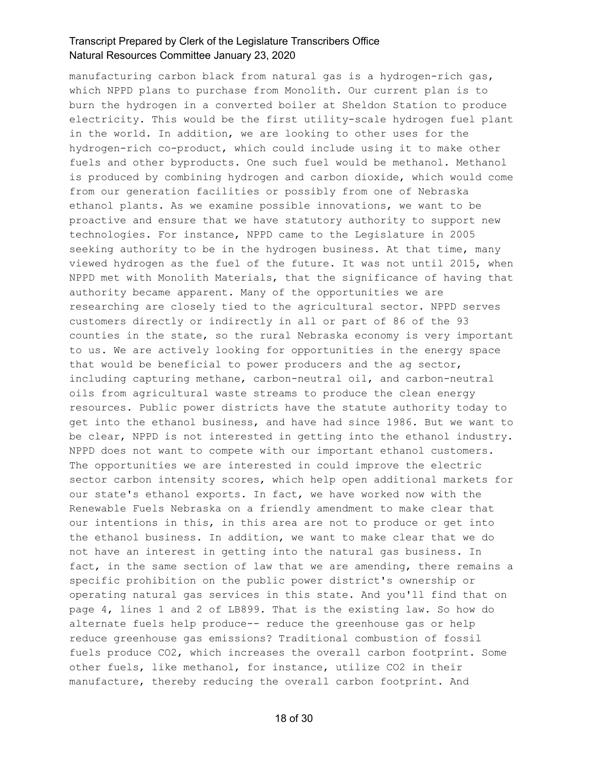manufacturing carbon black from natural gas is a hydrogen-rich gas, which NPPD plans to purchase from Monolith. Our current plan is to burn the hydrogen in a converted boiler at Sheldon Station to produce electricity. This would be the first utility-scale hydrogen fuel plant in the world. In addition, we are looking to other uses for the hydrogen-rich co-product, which could include using it to make other fuels and other byproducts. One such fuel would be methanol. Methanol is produced by combining hydrogen and carbon dioxide, which would come from our generation facilities or possibly from one of Nebraska ethanol plants. As we examine possible innovations, we want to be proactive and ensure that we have statutory authority to support new technologies. For instance, NPPD came to the Legislature in 2005 seeking authority to be in the hydrogen business. At that time, many viewed hydrogen as the fuel of the future. It was not until 2015, when NPPD met with Monolith Materials, that the significance of having that authority became apparent. Many of the opportunities we are researching are closely tied to the agricultural sector. NPPD serves customers directly or indirectly in all or part of 86 of the 93 counties in the state, so the rural Nebraska economy is very important to us. We are actively looking for opportunities in the energy space that would be beneficial to power producers and the ag sector, including capturing methane, carbon-neutral oil, and carbon-neutral oils from agricultural waste streams to produce the clean energy resources. Public power districts have the statute authority today to get into the ethanol business, and have had since 1986. But we want to be clear, NPPD is not interested in getting into the ethanol industry. NPPD does not want to compete with our important ethanol customers. The opportunities we are interested in could improve the electric sector carbon intensity scores, which help open additional markets for our state's ethanol exports. In fact, we have worked now with the Renewable Fuels Nebraska on a friendly amendment to make clear that our intentions in this, in this area are not to produce or get into the ethanol business. In addition, we want to make clear that we do not have an interest in getting into the natural gas business. In fact, in the same section of law that we are amending, there remains a specific prohibition on the public power district's ownership or operating natural gas services in this state. And you'll find that on page 4, lines 1 and 2 of LB899. That is the existing law. So how do alternate fuels help produce-- reduce the greenhouse gas or help reduce greenhouse gas emissions? Traditional combustion of fossil fuels produce $CO_2$, which increases the overall carbon footprint. Some other fuels, like methanol, for instance, utilize $CO_2$ in their manufacture, thereby reducing the overall carbon footprint. And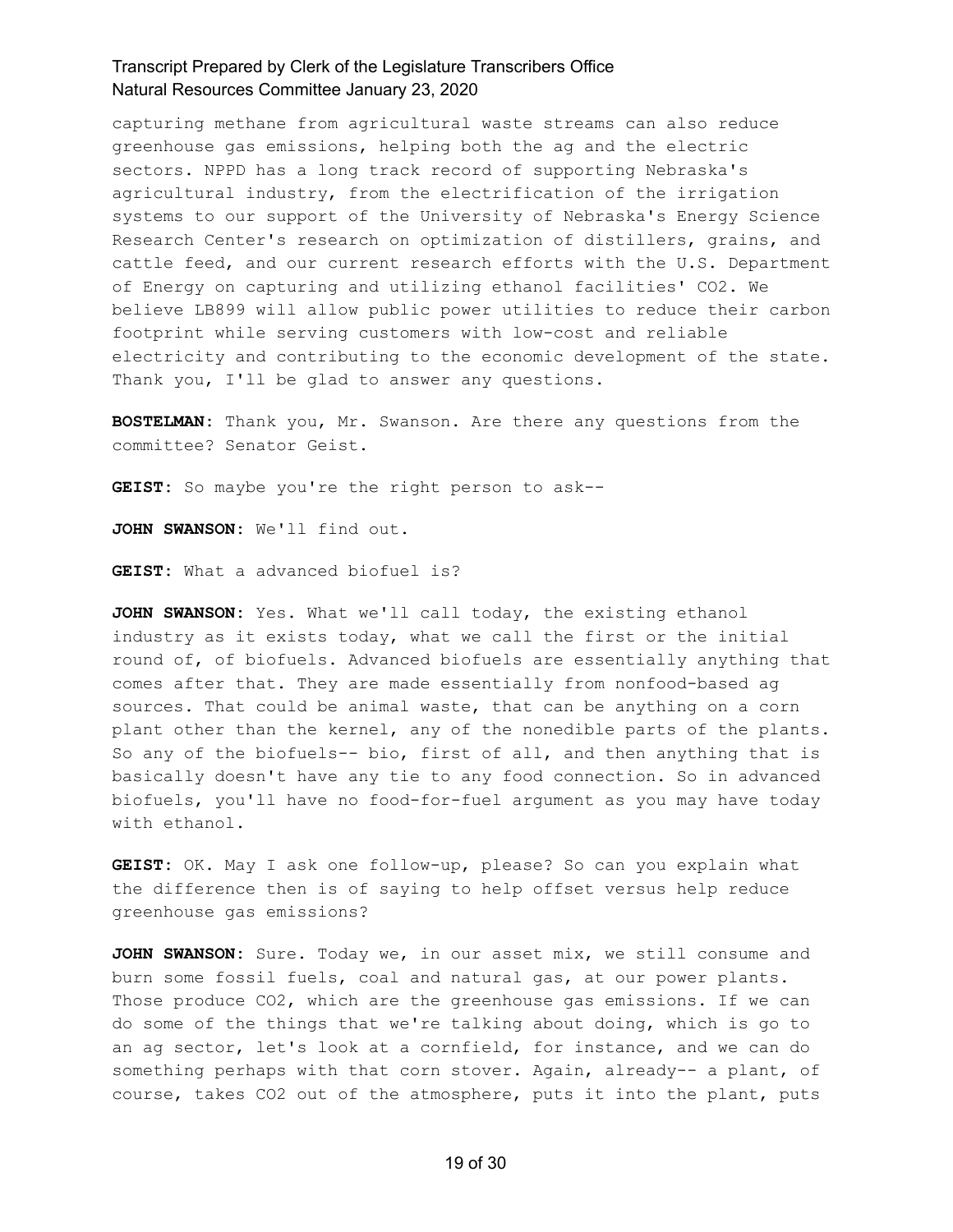capturing methane from agricultural waste streams can also reduce greenhouse gas emissions, helping both the ag and the electric sectors. NPPD has a long track record of supporting Nebraska's agricultural industry, from the electrification of the irrigation systems to our support of the University of Nebraska's Energy Science Research Center's research on optimization of distillers, grains, and cattle feed, and our current research efforts with the U.S. Department of Energy on capturing and utilizing ethanol facilities' $CO_2$. We believe LB899 will allow public power utilities to reduce their carbon footprint while serving customers with low-cost and reliable electricity and contributing to the economic development of the state. Thank you, I'll be glad to answer any questions.

**BOSTELMAN:** Thank you, Mr. Swanson. Are there any questions from the committee? Senator Geist.

**GEIST:** So maybe you're the right person to ask--

**JOHN SWANSON:** We'll find out.

**GEIST:** What a advanced biofuel is?

**JOHN SWANSON:** Yes. What we'll call today, the existing ethanol industry as it exists today, what we call the first or the initial round of, of biofuels. Advanced biofuels are essentially anything that comes after that. They are made essentially from nonfood-based ag sources. That could be animal waste, that can be anything on a corn plant other than the kernel, any of the nonedible parts of the plants. So any of the biofuels-- bio, first of all, and then anything that is basically doesn't have any tie to any food connection. So in advanced biofuels, you'll have no food-for-fuel argument as you may have today with ethanol.

**GEIST:** OK. May I ask one follow-up, please? So can you explain what the difference then is of saying to help offset versus help reduce greenhouse gas emissions?

**JOHN SWANSON:** Sure. Today we, in our asset mix, we still consume and burn some fossil fuels, coal and natural gas, at our power plants. Those produce $CO_2$, which are the greenhouse gas emissions. If we can do some of the things that we're talking about doing, which is go to an ag sector, let's look at a cornfield, for instance, and we can do something perhaps with that corn stover. Again, already-- a plant, of course, takes $CO_2$ out of the atmosphere, puts it into the plant, puts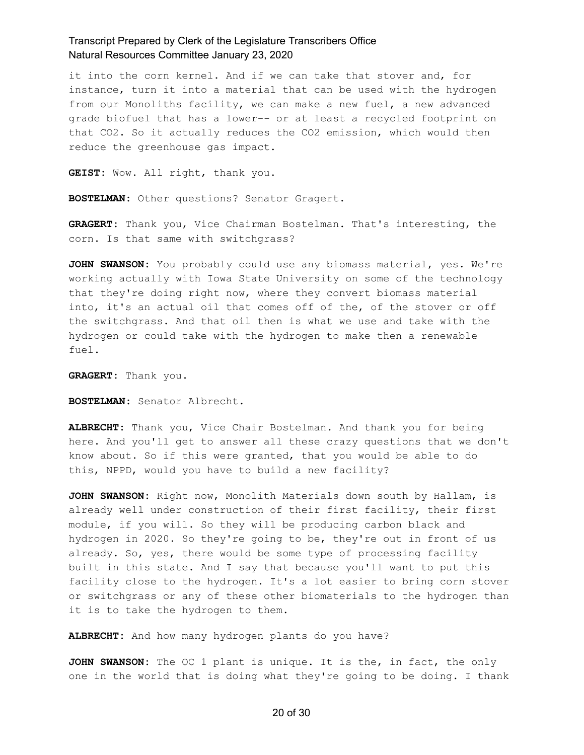it into the corn kernel. And if we can take that stover and, for instance, turn it into a material that can be used with the hydrogen from our Monoliths facility, we can make a new fuel, a new advanced grade biofuel that has a lower-- or at least a recycled footprint on that $CO_2$. So it actually reduces the $CO_2$ emission, which would then reduce the greenhouse gas impact.

**GEIST:** Wow. All right, thank you.

**BOSTELMAN:** Other questions? Senator Gragert.

**GRAGERT:** Thank you, Vice Chairman Bostelman. That's interesting, the corn. Is that same with switchgrass?

**JOHN SWANSON:** You probably could use any biomass material, yes. We're working actually with Iowa State University on some of the technology that they're doing right now, where they convert biomass material into, it's an actual oil that comes off of the, of the stover or off the switchgrass. And that oil then is what we use and take with the hydrogen or could take with the hydrogen to make then a renewable fuel.

**GRAGERT:** Thank you.

**BOSTELMAN:** Senator Albrecht.

**ALBRECHT:** Thank you, Vice Chair Bostelman. And thank you for being here. And you'll get to answer all these crazy questions that we don't know about. So if this were granted, that you would be able to do this, NPPD, would you have to build a new facility?

**JOHN SWANSON:** Right now, Monolith Materials down south by Hallam, is already well under construction of their first facility, their first module, if you will. So they will be producing carbon black and hydrogen in 2020. So they're going to be, they're out in front of us already. So, yes, there would be some type of processing facility built in this state. And I say that because you'll want to put this facility close to the hydrogen. It's a lot easier to bring corn stover or switchgrass or any of these other biomaterials to the hydrogen than it is to take the hydrogen to them.

**ALBRECHT:** And how many hydrogen plants do you have?

**JOHN SWANSON:** The OC 1 plant is unique. It is the, in fact, the only one in the world that is doing what they're going to be doing. I thank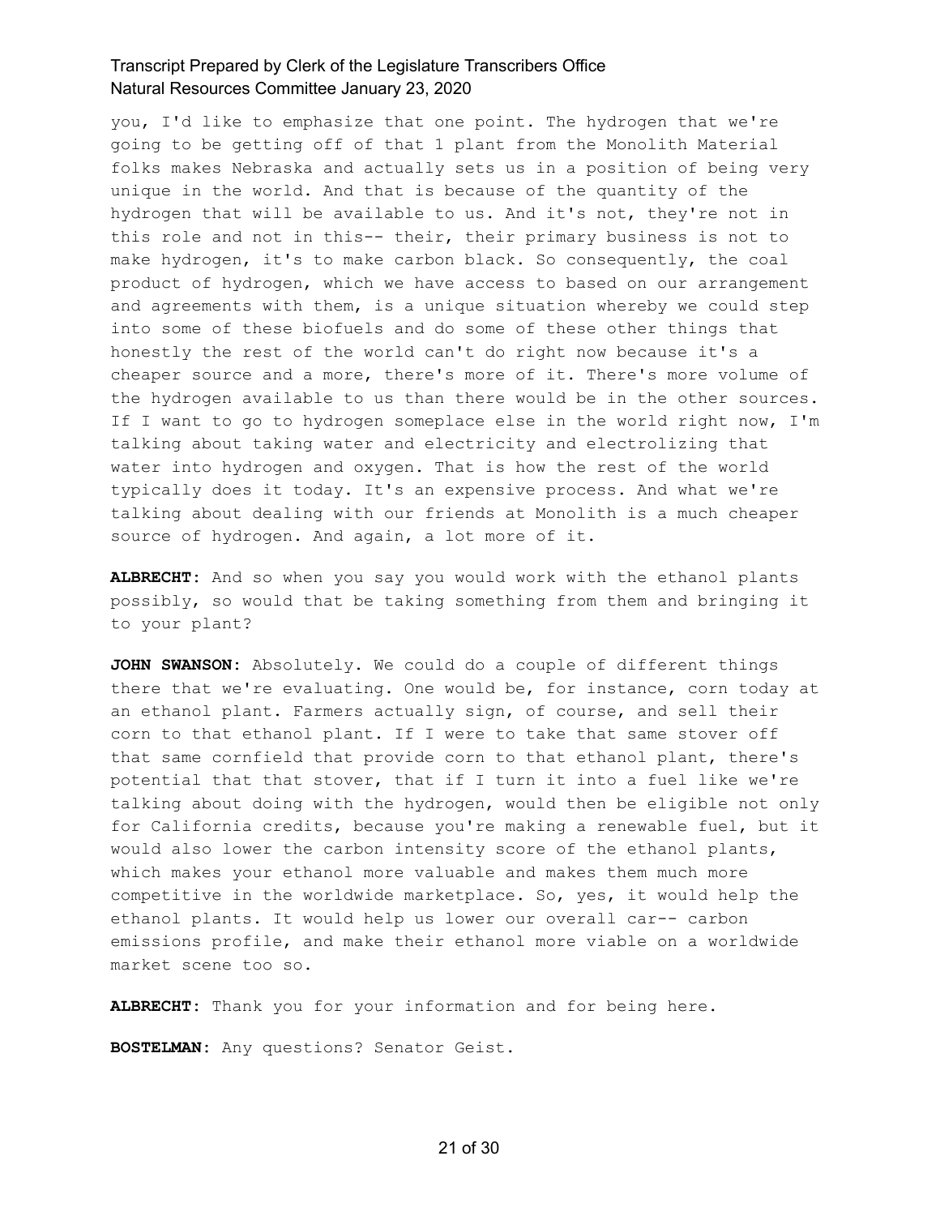you, I'd like to emphasize that one point. The hydrogen that we're going to be getting off of that 1 plant from the Monolith Material folks makes Nebraska and actually sets us in a position of being very unique in the world. And that is because of the quantity of the hydrogen that will be available to us. And it's not, they're not in this role and not in this-- their, their primary business is not to make hydrogen, it's to make carbon black. So consequently, the coal product of hydrogen, which we have access to based on our arrangement and agreements with them, is a unique situation whereby we could step into some of these biofuels and do some of these other things that honestly the rest of the world can't do right now because it's a cheaper source and a more, there's more of it. There's more volume of the hydrogen available to us than there would be in the other sources. If I want to go to hydrogen someplace else in the world right now, I'm talking about taking water and electricity and electrolizing that water into hydrogen and oxygen. That is how the rest of the world typically does it today. It's an expensive process. And what we're talking about dealing with our friends at Monolith is a much cheaper source of hydrogen. And again, a lot more of it.

**ALBRECHT:** And so when you say you would work with the ethanol plants possibly, so would that be taking something from them and bringing it to your plant?

**JOHN SWANSON:** Absolutely. We could do a couple of different things there that we're evaluating. One would be, for instance, corn today at an ethanol plant. Farmers actually sign, of course, and sell their corn to that ethanol plant. If I were to take that same stover off that same cornfield that provide corn to that ethanol plant, there's potential that that stover, that if I turn it into a fuel like we're talking about doing with the hydrogen, would then be eligible not only for California credits, because you're making a renewable fuel, but it would also lower the carbon intensity score of the ethanol plants, which makes your ethanol more valuable and makes them much more competitive in the worldwide marketplace. So, yes, it would help the ethanol plants. It would help us lower our overall car-- carbon emissions profile, and make their ethanol more viable on a worldwide market scene too so.

**ALBRECHT:** Thank you for your information and for being here.

**BOSTELMAN:** Any questions? Senator Geist.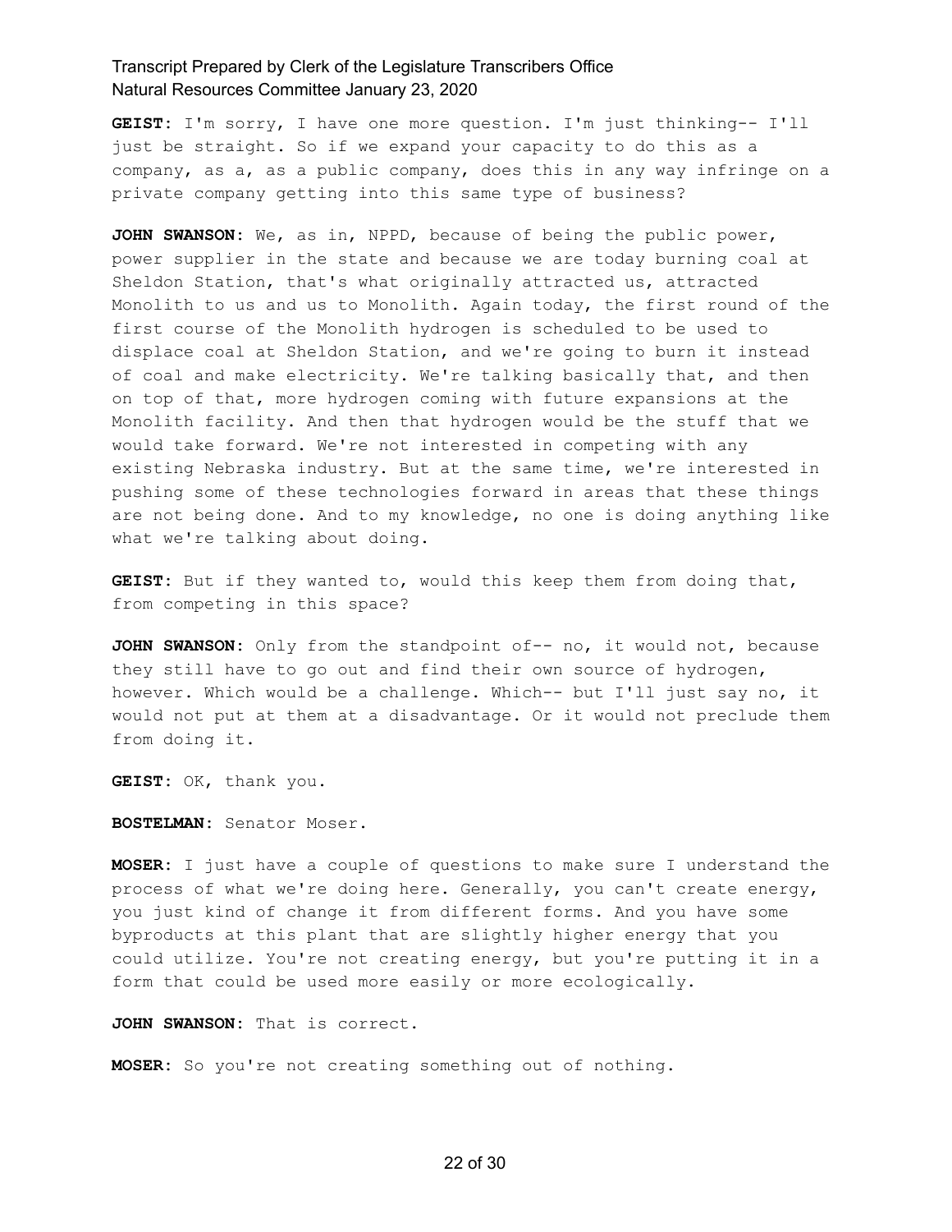**GEIST:** I'm sorry, I have one more question. I'm just thinking-- I'll just be straight. So if we expand your capacity to do this as a company, as a, as a public company, does this in any way infringe on a private company getting into this same type of business?

**JOHN SWANSON:** We, as in, NPPD, because of being the public power, power supplier in the state and because we are today burning coal at Sheldon Station, that's what originally attracted us, attracted Monolith to us and us to Monolith. Again today, the first round of the first course of the Monolith hydrogen is scheduled to be used to displace coal at Sheldon Station, and we're going to burn it instead of coal and make electricity. We're talking basically that, and then on top of that, more hydrogen coming with future expansions at the Monolith facility. And then that hydrogen would be the stuff that we would take forward. We're not interested in competing with any existing Nebraska industry. But at the same time, we're interested in pushing some of these technologies forward in areas that these things are not being done. And to my knowledge, no one is doing anything like what we're talking about doing.

**GEIST:** But if they wanted to, would this keep them from doing that, from competing in this space?

**JOHN SWANSON:** Only from the standpoint of-- no, it would not, because they still have to go out and find their own source of hydrogen, however. Which would be a challenge. Which-- but I'll just say no, it would not put at them at a disadvantage. Or it would not preclude them from doing it.

**GEIST:** OK, thank you.

**BOSTELMAN:** Senator Moser.

**MOSER:** I just have a couple of questions to make sure I understand the process of what we're doing here. Generally, you can't create energy, you just kind of change it from different forms. And you have some byproducts at this plant that are slightly higher energy that you could utilize. You're not creating energy, but you're putting it in a form that could be used more easily or more ecologically.

**JOHN SWANSON:** That is correct.

**MOSER:** So you're not creating something out of nothing.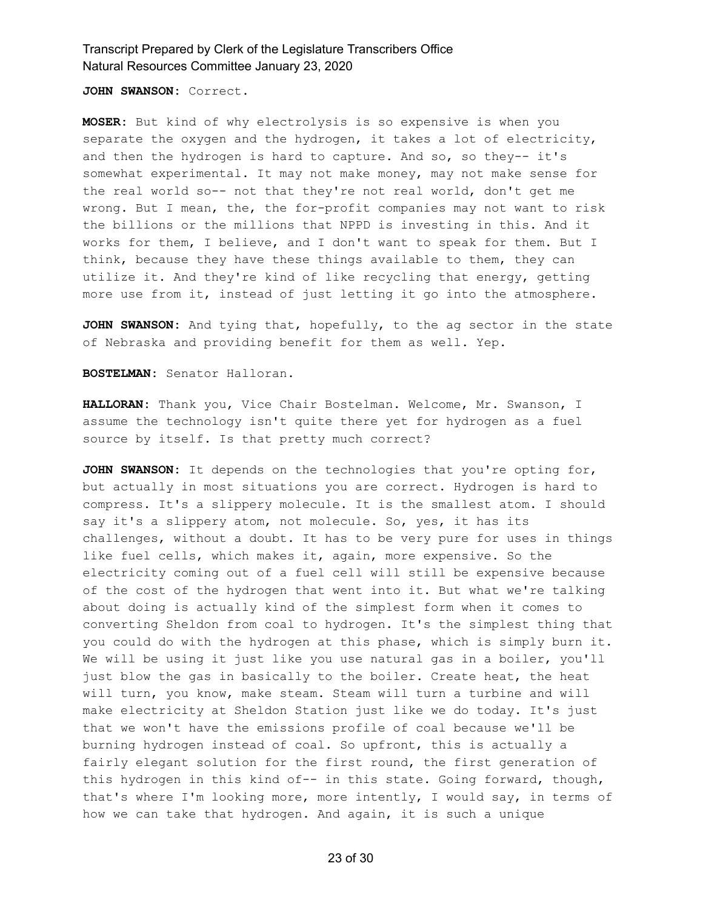**JOHN SWANSON:** Correct.

**MOSER:** But kind of why electrolysis is so expensive is when you separate the oxygen and the hydrogen, it takes a lot of electricity, and then the hydrogen is hard to capture. And so, so they-- it's somewhat experimental. It may not make money, may not make sense for the real world so-- not that they're not real world, don't get me wrong. But I mean, the, the for-profit companies may not want to risk the billions or the millions that NPPD is investing in this. And it works for them, I believe, and I don't want to speak for them. But I think, because they have these things available to them, they can utilize it. And they're kind of like recycling that energy, getting more use from it, instead of just letting it go into the atmosphere.

**JOHN SWANSON:** And tying that, hopefully, to the ag sector in the state of Nebraska and providing benefit for them as well. Yep.

**BOSTELMAN:** Senator Halloran.

**HALLORAN:** Thank you, Vice Chair Bostelman. Welcome, Mr. Swanson, I assume the technology isn't quite there yet for hydrogen as a fuel source by itself. Is that pretty much correct?

**JOHN SWANSON:** It depends on the technologies that you're opting for, but actually in most situations you are correct. Hydrogen is hard to compress. It's a slippery molecule. It is the smallest atom. I should say it's a slippery atom, not molecule. So, yes, it has its challenges, without a doubt. It has to be very pure for uses in things like fuel cells, which makes it, again, more expensive. So the electricity coming out of a fuel cell will still be expensive because of the cost of the hydrogen that went into it. But what we're talking about doing is actually kind of the simplest form when it comes to converting Sheldon from coal to hydrogen. It's the simplest thing that you could do with the hydrogen at this phase, which is simply burn it. We will be using it just like you use natural gas in a boiler, you'll just blow the gas in basically to the boiler. Create heat, the heat will turn, you know, make steam. Steam will turn a turbine and will make electricity at Sheldon Station just like we do today. It's just that we won't have the emissions profile of coal because we'll be burning hydrogen instead of coal. So upfront, this is actually a fairly elegant solution for the first round, the first generation of this hydrogen in this kind of-- in this state. Going forward, though, that's where I'm looking more, more intently, I would say, in terms of how we can take that hydrogen. And again, it is such a unique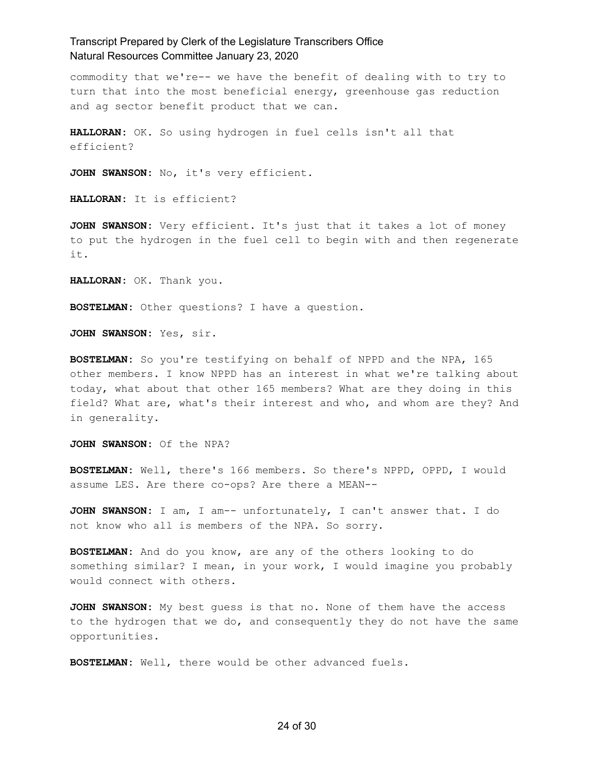commodity that we're-- we have the benefit of dealing with to try to turn that into the most beneficial energy, greenhouse gas reduction and ag sector benefit product that we can.

**HALLORAN:** OK. So using hydrogen in fuel cells isn't all that efficient?

**JOHN SWANSON:** No, it's very efficient.

**HALLORAN:** It is efficient?

**JOHN SWANSON:** Very efficient. It's just that it takes a lot of money to put the hydrogen in the fuel cell to begin with and then regenerate it.

**HALLORAN:** OK. Thank you.

**BOSTELMAN:** Other questions? I have a question.

**JOHN SWANSON:** Yes, sir.

**BOSTELMAN:** So you're testifying on behalf of NPPD and the NPA, 165 other members. I know NPPD has an interest in what we're talking about today, what about that other 165 members? What are they doing in this field? What are, what's their interest and who, and whom are they? And in generality.

**JOHN SWANSON:** Of the NPA?

**BOSTELMAN:** Well, there's 166 members. So there's NPPD, OPPD, I would assume LES. Are there co-ops? Are there a MEAN--

**JOHN SWANSON:** I am, I am-- unfortunately, I can't answer that. I do not know who all is members of the NPA. So sorry.

**BOSTELMAN:** And do you know, are any of the others looking to do something similar? I mean, in your work, I would imagine you probably would connect with others.

**JOHN SWANSON:** My best guess is that no. None of them have the access to the hydrogen that we do, and consequently they do not have the same opportunities.

**BOSTELMAN:** Well, there would be other advanced fuels.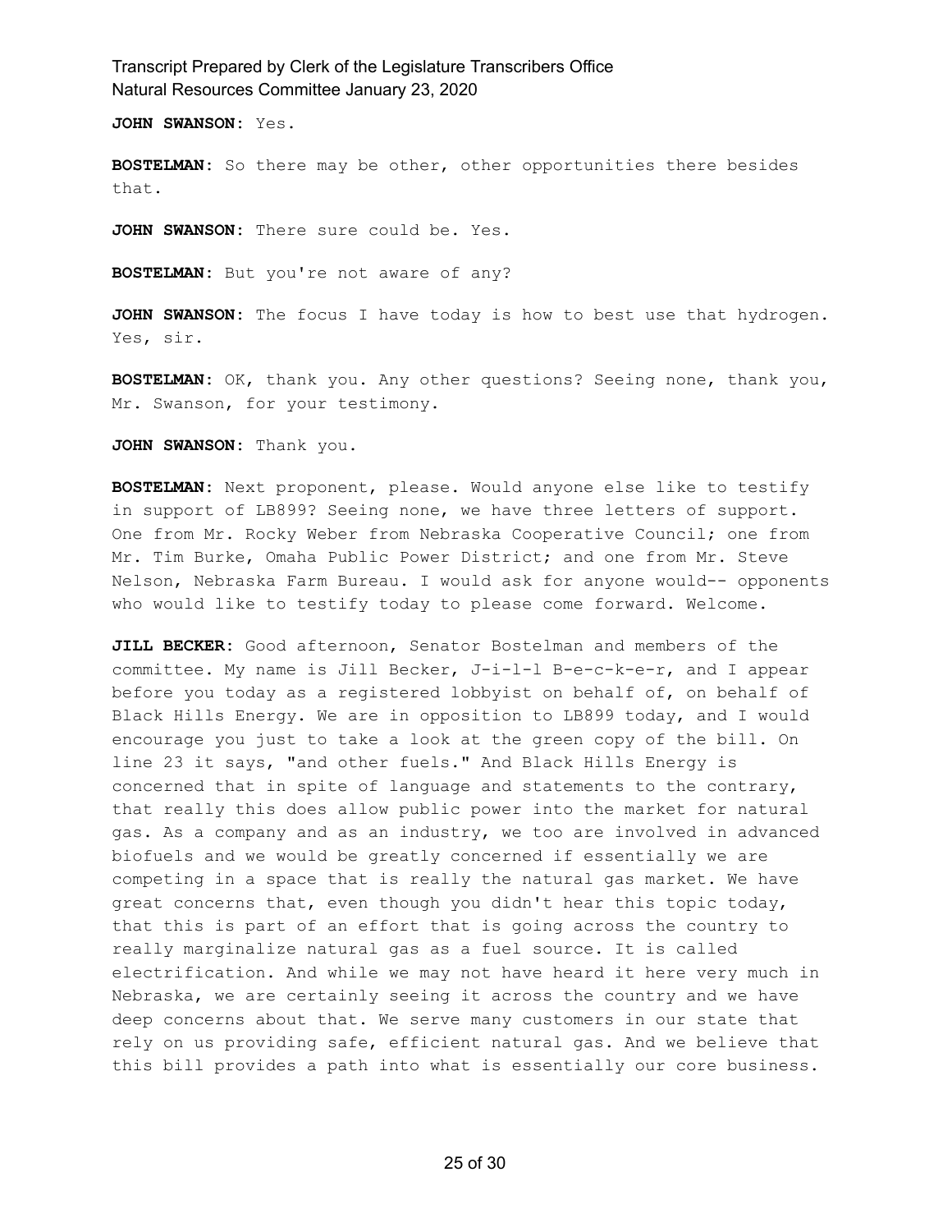**JOHN SWANSON:** Yes.

**BOSTELMAN:** So there may be other, other opportunities there besides that.

**JOHN SWANSON:** There sure could be. Yes.

**BOSTELMAN:** But you're not aware of any?

**JOHN SWANSON:** The focus I have today is how to best use that hydrogen. Yes, sir.

**BOSTELMAN:** OK, thank you. Any other questions? Seeing none, thank you, Mr. Swanson, for your testimony.

**JOHN SWANSON:** Thank you.

**BOSTELMAN:** Next proponent, please. Would anyone else like to testify in support of LB899? Seeing none, we have three letters of support. One from Mr. Rocky Weber from Nebraska Cooperative Council; one from Mr. Tim Burke, Omaha Public Power District; and one from Mr. Steve Nelson, Nebraska Farm Bureau. I would ask for anyone would-- opponents who would like to testify today to please come forward. Welcome.

**JILL BECKER:** Good afternoon, Senator Bostelman and members of the committee. My name is Jill Becker, J-i-l-l B-e-c-k-e-r, and I appear before you today as a registered lobbyist on behalf of, on behalf of Black Hills Energy. We are in opposition to LB899 today, and I would encourage you just to take a look at the green copy of the bill. On line 23 it says, "and other fuels." And Black Hills Energy is concerned that in spite of language and statements to the contrary, that really this does allow public power into the market for natural gas. As a company and as an industry, we too are involved in advanced biofuels and we would be greatly concerned if essentially we are competing in a space that is really the natural gas market. We have great concerns that, even though you didn't hear this topic today, that this is part of an effort that is going across the country to really marginalize natural gas as a fuel source. It is called electrification. And while we may not have heard it here very much in Nebraska, we are certainly seeing it across the country and we have deep concerns about that. We serve many customers in our state that rely on us providing safe, efficient natural gas. And we believe that this bill provides a path into what is essentially our core business.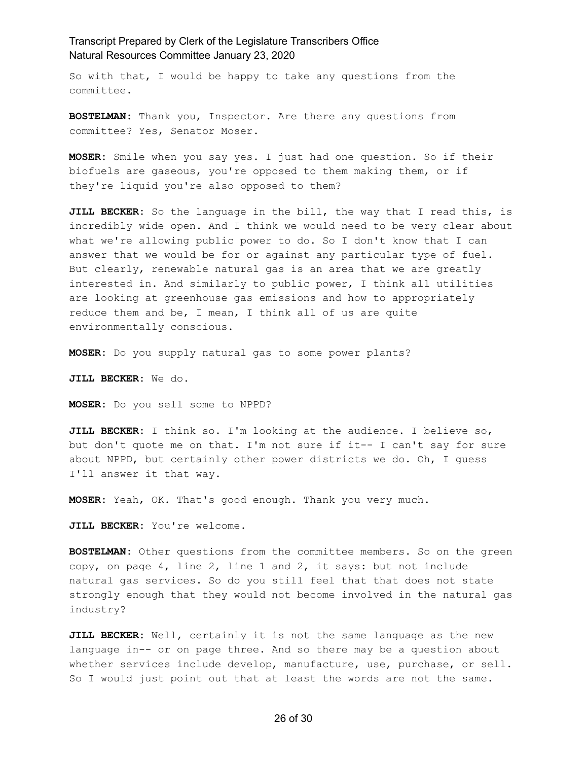So with that, I would be happy to take any questions from the committee.

**BOSTELMAN:** Thank you, Inspector. Are there any questions from committee? Yes, Senator Moser.

**MOSER:** Smile when you say yes. I just had one question. So if their biofuels are gaseous, you're opposed to them making them, or if they're liquid you're also opposed to them?

**JILL BECKER:** So the language in the bill, the way that I read this, is incredibly wide open. And I think we would need to be very clear about what we're allowing public power to do. So I don't know that I can answer that we would be for or against any particular type of fuel. But clearly, renewable natural gas is an area that we are greatly interested in. And similarly to public power, I think all utilities are looking at greenhouse gas emissions and how to appropriately reduce them and be, I mean, I think all of us are quite environmentally conscious.

**MOSER:** Do you supply natural gas to some power plants?

**JILL BECKER:** We do.

**MOSER:** Do you sell some to NPPD?

**JILL BECKER:** I think so. I'm looking at the audience. I believe so, but don't quote me on that. I'm not sure if it-- I can't say for sure about NPPD, but certainly other power districts we do. Oh, I guess I'll answer it that way.

**MOSER:** Yeah, OK. That's good enough. Thank you very much.

**JILL BECKER:** You're welcome.

**BOSTELMAN:** Other questions from the committee members. So on the green copy, on page 4, line 2, line 1 and 2, it says: but not include natural gas services. So do you still feel that that does not state strongly enough that they would not become involved in the natural gas industry?

**JILL BECKER:** Well, certainly it is not the same language as the new language in-- or on page three. And so there may be a question about whether services include develop, manufacture, use, purchase, or sell. So I would just point out that at least the words are not the same.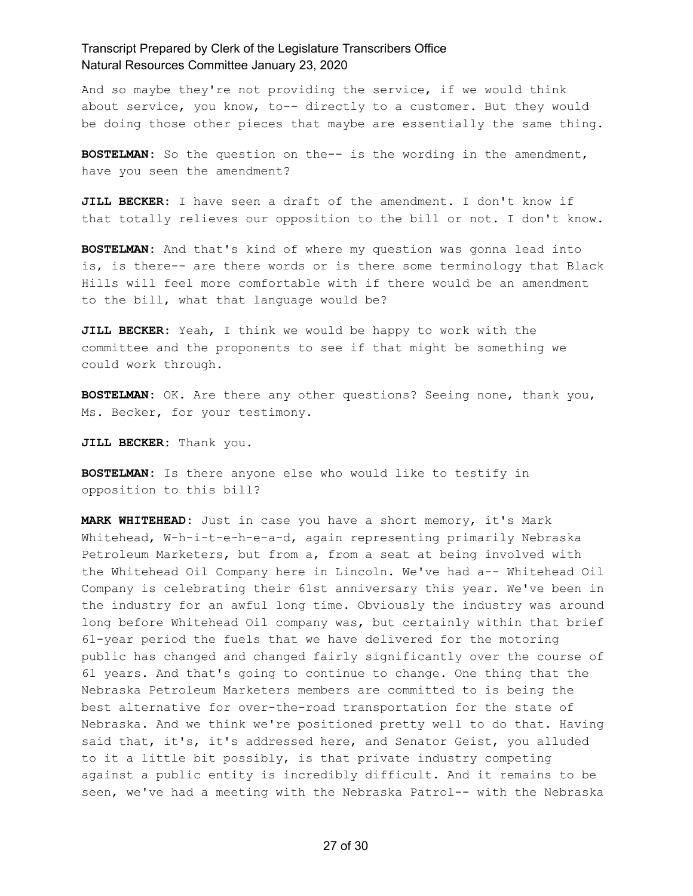And so maybe they're not providing the service, if we would think about service, you know, to-- directly to a customer. But they would be doing those other pieces that maybe are essentially the same thing.

**BOSTELMAN:** So the question on the-- is the wording in the amendment, have you seen the amendment?

**JILL BECKER:** I have seen a draft of the amendment. I don't know if that totally relieves our opposition to the bill or not. I don't know.

**BOSTELMAN:** And that's kind of where my question was gonna lead into is, is there-- are there words or is there some terminology that Black Hills will feel more comfortable with if there would be an amendment to the bill, what that language would be?

**JILL BECKER:** Yeah, I think we would be happy to work with the committee and the proponents to see if that might be something we could work through.

**BOSTELMAN:** OK. Are there any other questions? Seeing none, thank you, Ms. Becker, for your testimony.

**JILL BECKER:** Thank you.

**BOSTELMAN:** Is there anyone else who would like to testify in opposition to this bill?

**MARK WHITEHEAD:** Just in case you have a short memory, it's Mark Whitehead, W-h-i-t-e-h-e-a-d, again representing primarily Nebraska Petroleum Marketers, but from a, from a seat at being involved with the Whitehead Oil Company here in Lincoln. We've had a-- Whitehead Oil Company is celebrating their 61st anniversary this year. We've been in the industry for an awful long time. Obviously the industry was around long before Whitehead Oil company was, but certainly within that brief 61-year period the fuels that we have delivered for the motoring public has changed and changed fairly significantly over the course of 61 years. And that's going to continue to change. One thing that the Nebraska Petroleum Marketers members are committed to is being the best alternative for over-the-road transportation for the state of Nebraska. And we think we're positioned pretty well to do that. Having said that, it's, it's addressed here, and Senator Geist, you alluded to it a little bit possibly, is that private industry competing against a public entity is incredibly difficult. And it remains to be seen, we've had a meeting with the Nebraska Patrol-- with the Nebraska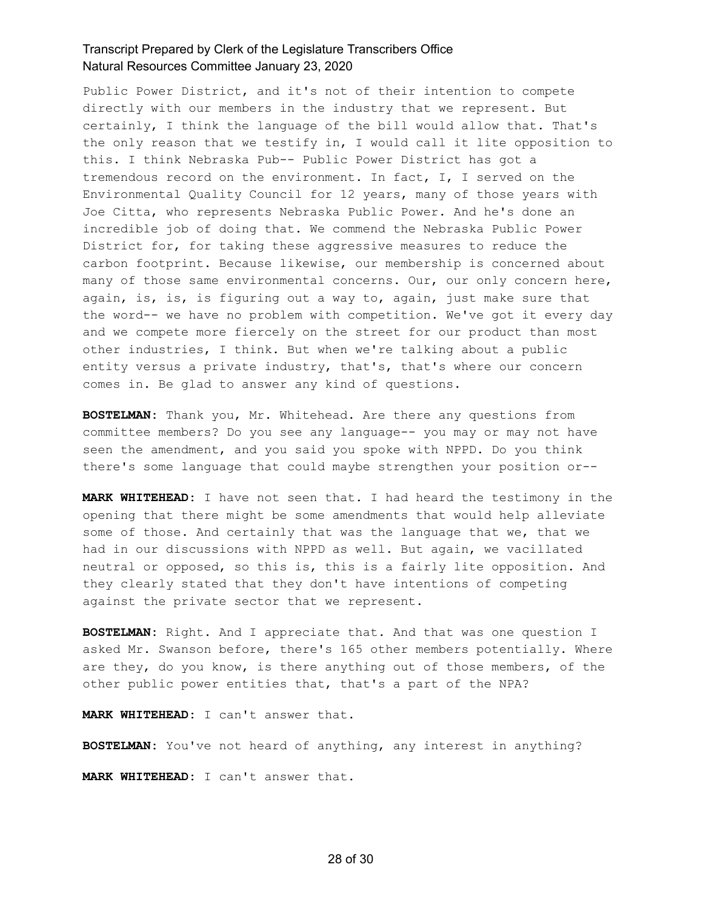Public Power District, and it's not of their intention to compete directly with our members in the industry that we represent. But certainly, I think the language of the bill would allow that. That's the only reason that we testify in, I would call it lite opposition to this. I think Nebraska Pub-- Public Power District has got a tremendous record on the environment. In fact, I, I served on the Environmental Quality Council for 12 years, many of those years with Joe Citta, who represents Nebraska Public Power. And he's done an incredible job of doing that. We commend the Nebraska Public Power District for, for taking these aggressive measures to reduce the carbon footprint. Because likewise, our membership is concerned about many of those same environmental concerns. Our, our only concern here, again, is, is, is figuring out a way to, again, just make sure that the word-- we have no problem with competition. We've got it every day and we compete more fiercely on the street for our product than most other industries, I think. But when we're talking about a public entity versus a private industry, that's, that's where our concern comes in. Be glad to answer any kind of questions.

**BOSTELMAN:** Thank you, Mr. Whitehead. Are there any questions from committee members? Do you see any language-- you may or may not have seen the amendment, and you said you spoke with NPPD. Do you think there's some language that could maybe strengthen your position or--

**MARK WHITEHEAD:** I have not seen that. I had heard the testimony in the opening that there might be some amendments that would help alleviate some of those. And certainly that was the language that we, that we had in our discussions with NPPD as well. But again, we vacillated neutral or opposed, so this is, this is a fairly lite opposition. And they clearly stated that they don't have intentions of competing against the private sector that we represent.

**BOSTELMAN:** Right. And I appreciate that. And that was one question I asked Mr. Swanson before, there's 165 other members potentially. Where are they, do you know, is there anything out of those members, of the other public power entities that, that's a part of the NPA?

**MARK WHITEHEAD:** I can't answer that.

**BOSTELMAN:** You've not heard of anything, any interest in anything?

**MARK WHITEHEAD:** I can't answer that.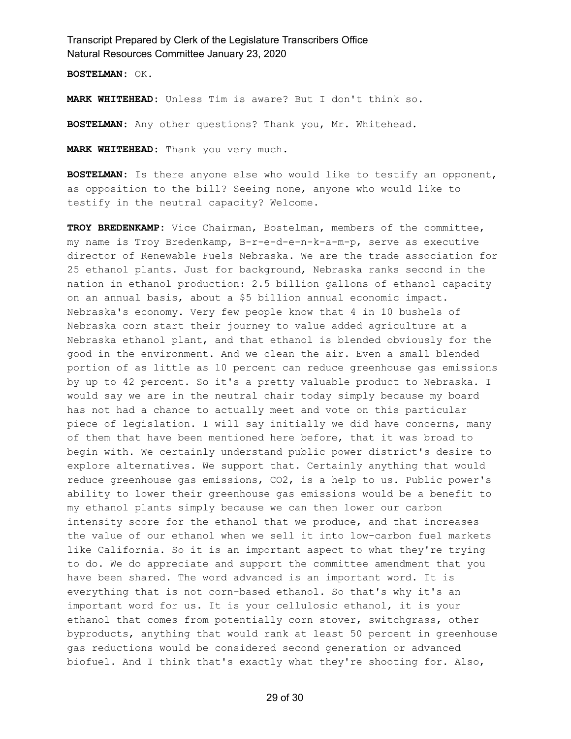**BOSTELMAN:** OK.

**MARK WHITEHEAD:** Unless Tim is aware? But I don't think so.

**BOSTELMAN:** Any other questions? Thank you, Mr. Whitehead.

**MARK WHITEHEAD:** Thank you very much.

**BOSTELMAN:** Is there anyone else who would like to testify an opponent, as opposition to the bill? Seeing none, anyone who would like to testify in the neutral capacity? Welcome.

**TROY BREDENKAMP:** Vice Chairman, Bostelman, members of the committee, my name is Troy Bredenkamp, B-r-e-d-e-n-k-a-m-p, serve as executive director of Renewable Fuels Nebraska. We are the trade association for 25 ethanol plants. Just for background, Nebraska ranks second in the nation in ethanol production: 2.5 billion gallons of ethanol capacity on an annual basis, about a $5 billion annual economic impact. Nebraska's economy. Very few people know that 4 in 10 bushels of Nebraska corn start their journey to value added agriculture at a Nebraska ethanol plant, and that ethanol is blended obviously for the good in the environment. And we clean the air. Even a small blended portion of as little as 10 percent can reduce greenhouse gas emissions by up to 42 percent. So it's a pretty valuable product to Nebraska. I would say we are in the neutral chair today simply because my board has not had a chance to actually meet and vote on this particular piece of legislation. I will say initially we did have concerns, many of them that have been mentioned here before, that it was broad to begin with. We certainly understand public power district's desire to explore alternatives. We support that. Certainly anything that would reduce greenhouse gas emissions, CO2, is a help to us. Public power's ability to lower their greenhouse gas emissions would be a benefit to my ethanol plants simply because we can then lower our carbon intensity score for the ethanol that we produce, and that increases the value of our ethanol when we sell it into low-carbon fuel markets like California. So it is an important aspect to what they're trying to do. We do appreciate and support the committee amendment that you have been shared. The word advanced is an important word. It is everything that is not corn-based ethanol. So that's why it's an important word for us. It is your cellulosic ethanol, it is your ethanol that comes from potentially corn stover, switchgrass, other byproducts, anything that would rank at least 50 percent in greenhouse gas reductions would be considered second generation or advanced biofuel. And I think that's exactly what they're shooting for. Also,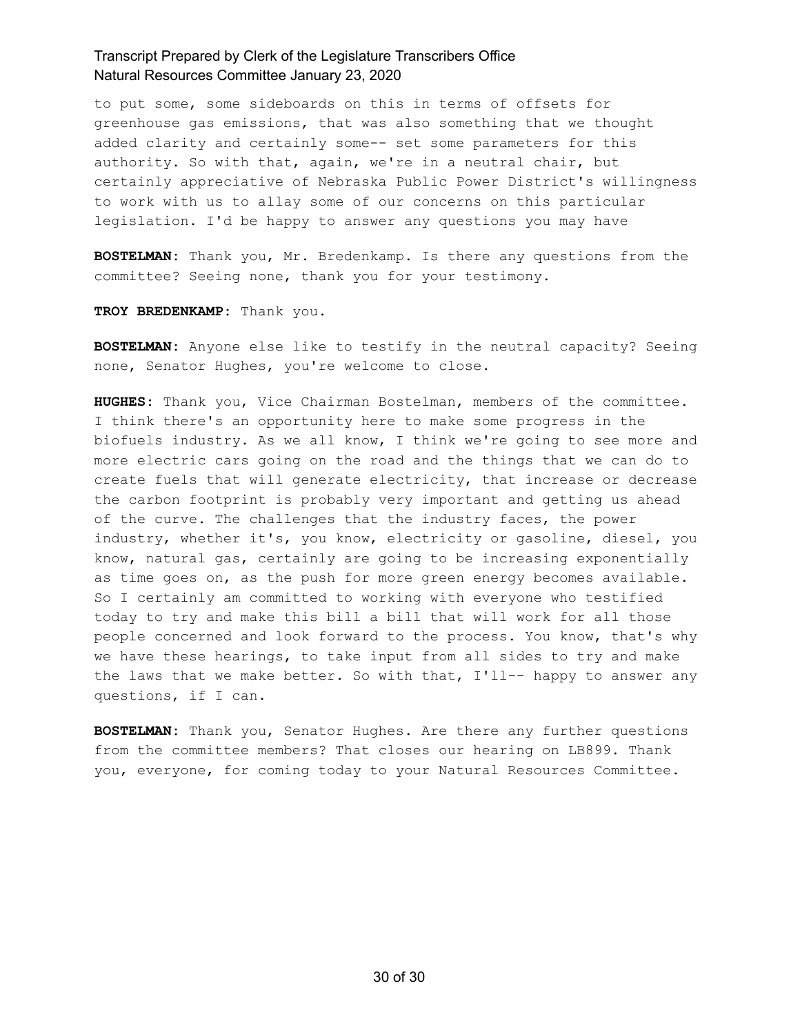to put some, some sideboards on this in terms of offsets for greenhouse gas emissions, that was also something that we thought added clarity and certainly some-- set some parameters for this authority. So with that, again, we're in a neutral chair, but certainly appreciative of Nebraska Public Power District's willingness to work with us to allay some of our concerns on this particular legislation. I'd be happy to answer any questions you may have

**BOSTELMAN:** Thank you, Mr. Bredenkamp. Is there any questions from the committee? Seeing none, thank you for your testimony.

**TROY BREDENKAMP:** Thank you.

**BOSTELMAN:** Anyone else like to testify in the neutral capacity? Seeing none, Senator Hughes, you're welcome to close.

**HUGHES:** Thank you, Vice Chairman Bostelman, members of the committee. I think there's an opportunity here to make some progress in the biofuels industry. As we all know, I think we're going to see more and more electric cars going on the road and the things that we can do to create fuels that will generate electricity, that increase or decrease the carbon footprint is probably very important and getting us ahead of the curve. The challenges that the industry faces, the power industry, whether it's, you know, electricity or gasoline, diesel, you know, natural gas, certainly are going to be increasing exponentially as time goes on, as the push for more green energy becomes available. So I certainly am committed to working with everyone who testified today to try and make this bill a bill that will work for all those people concerned and look forward to the process. You know, that's why we have these hearings, to take input from all sides to try and make the laws that we make better. So with that, I'll-- happy to answer any questions, if I can.

**BOSTELMAN:** Thank you, Senator Hughes. Are there any further questions from the committee members? That closes our hearing on LB899. Thank you, everyone, for coming today to your Natural Resources Committee.